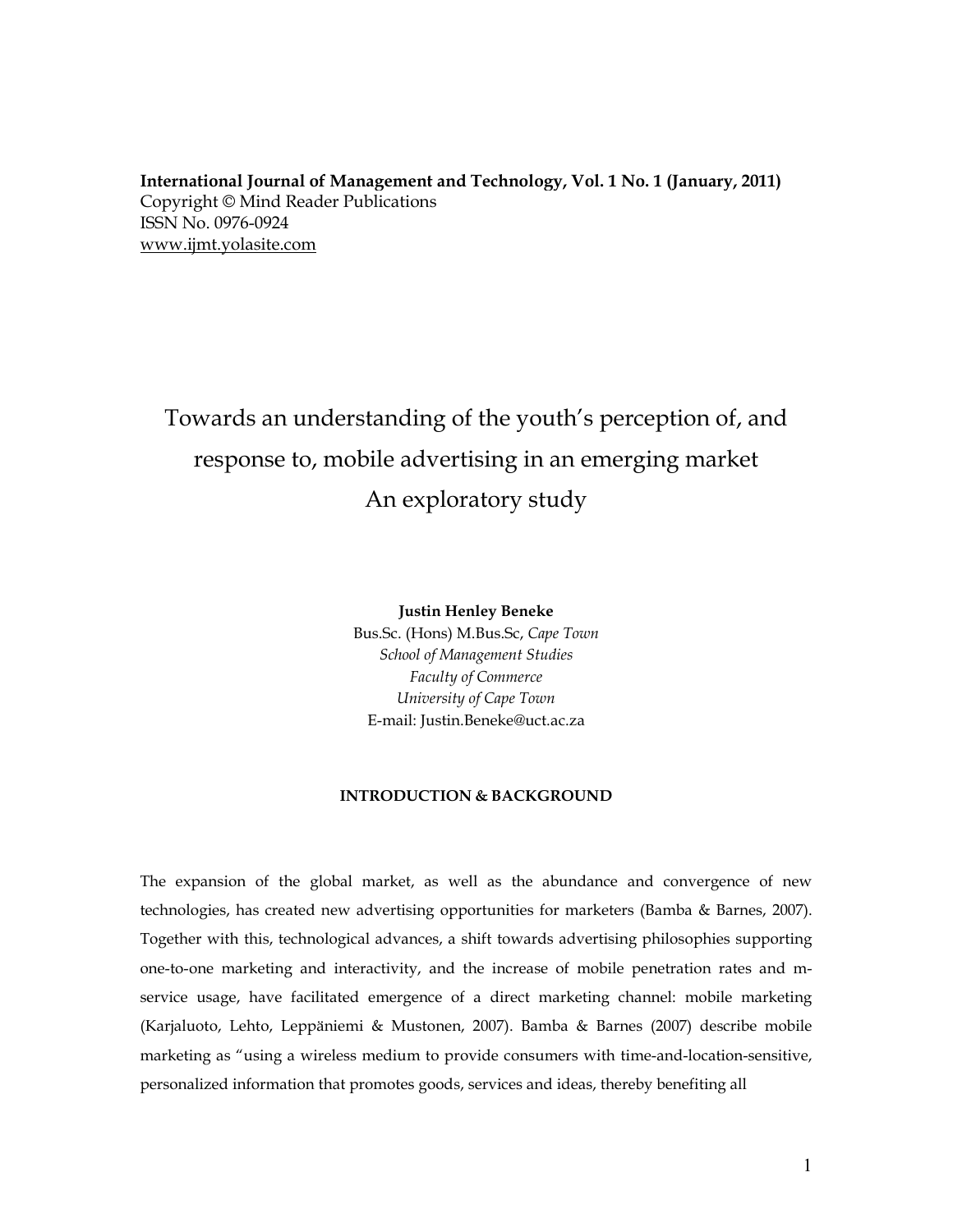**International Journal of Management and Technology, Vol. 1 No. 1 (January, 2011)**
Copyright © Mind Reader Publications
ISSN No. 0976-0924
www.ijmt.yolasite.com

# Towards an understanding of the youth's perception of, and response to, mobile advertising in an emerging market An exploratory study

**Justin Henley Beneke**
Bus.Sc. (Hons) M.Bus.Sc, *Cape Town*
*School of Management Studies*
*Faculty of Commerce*
*University of Cape Town*
E-mail: Justin.Beneke@uct.ac.za

## INTRODUCTION & BACKGROUND

The expansion of the global market, as well as the abundance and convergence of new technologies, has created new advertising opportunities for marketers (Bamba & Barnes, 2007). Together with this, technological advances, a shift towards advertising philosophies supporting one-to-one marketing and interactivity, and the increase of mobile penetration rates and m-service usage, have facilitated emergence of a direct marketing channel: mobile marketing (Karjaluoto, Lehto, Leppäniemi & Mustonen, 2007). Bamba & Barnes (2007) describe mobile marketing as "using a wireless medium to provide consumers with time-and-location-sensitive, personalized information that promotes goods, services and ideas, thereby benefiting all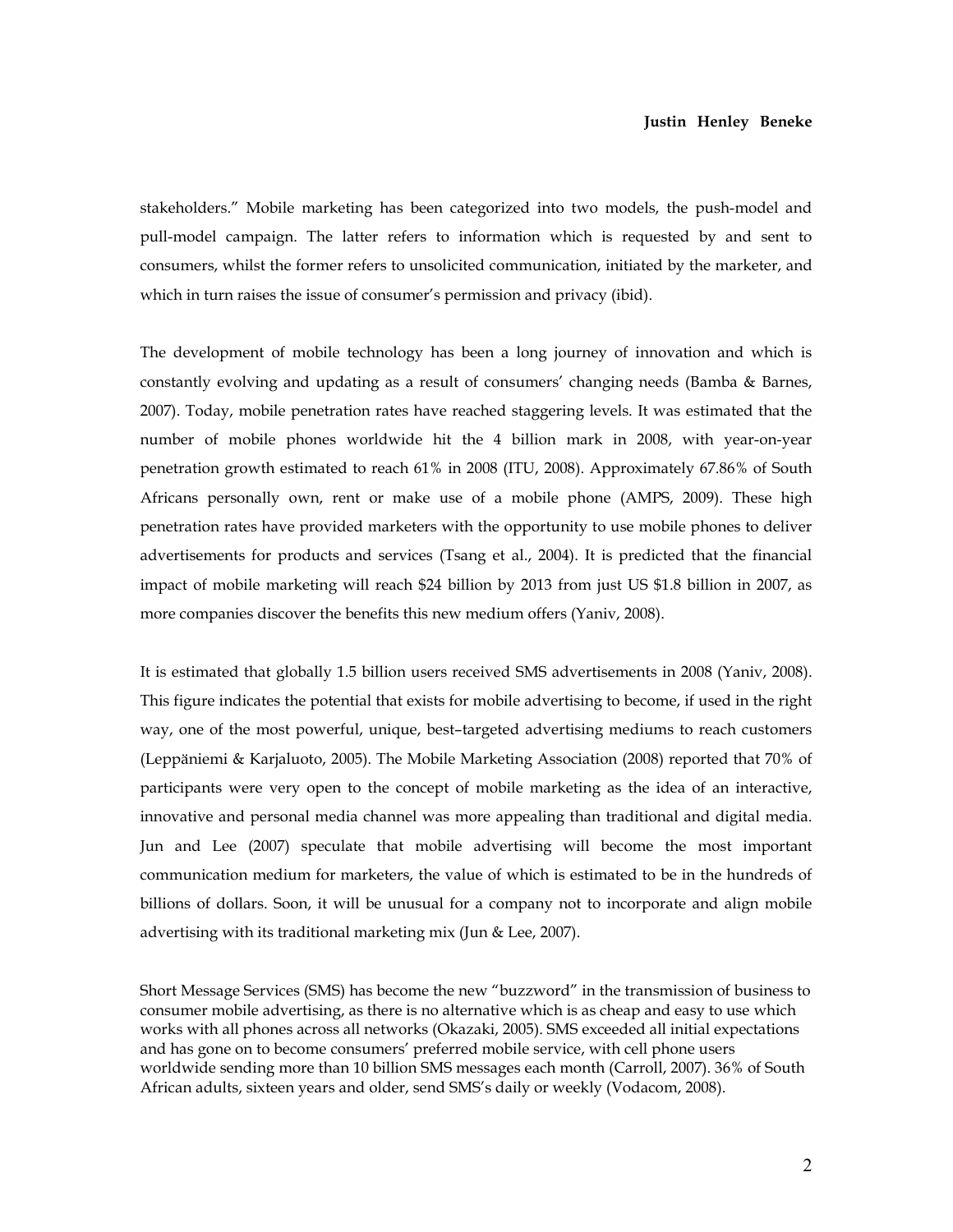stakeholders." Mobile marketing has been categorized into two models, the push-model and pull-model campaign. The latter refers to information which is requested by and sent to consumers, whilst the former refers to unsolicited communication, initiated by the marketer, and which in turn raises the issue of consumer's permission and privacy (ibid).

The development of mobile technology has been a long journey of innovation and which is constantly evolving and updating as a result of consumers' changing needs (Bamba & Barnes, 2007). Today, mobile penetration rates have reached staggering levels. It was estimated that the number of mobile phones worldwide hit the 4 billion mark in 2008, with year-on-year penetration growth estimated to reach 61% in 2008 (ITU, 2008). Approximately 67.86% of South Africans personally own, rent or make use of a mobile phone (AMPS, 2009). These high penetration rates have provided marketers with the opportunity to use mobile phones to deliver advertisements for products and services (Tsang et al., 2004). It is predicted that the financial impact of mobile marketing will reach $24 billion by 2013 from just US $1.8 billion in 2007, as more companies discover the benefits this new medium offers (Yaniv, 2008).

It is estimated that globally 1.5 billion users received SMS advertisements in 2008 (Yaniv, 2008). This figure indicates the potential that exists for mobile advertising to become, if used in the right way, one of the most powerful, unique, best–targeted advertising mediums to reach customers (Leppäniemi & Karjaluoto, 2005). The Mobile Marketing Association (2008) reported that 70% of participants were very open to the concept of mobile marketing as the idea of an interactive, innovative and personal media channel was more appealing than traditional and digital media. Jun and Lee (2007) speculate that mobile advertising will become the most important communication medium for marketers, the value of which is estimated to be in the hundreds of billions of dollars. Soon, it will be unusual for a company not to incorporate and align mobile advertising with its traditional marketing mix (Jun & Lee, 2007).

Short Message Services (SMS) has become the new "buzzword" in the transmission of business to consumer mobile advertising, as there is no alternative which is as cheap and easy to use which works with all phones across all networks (Okazaki, 2005). SMS exceeded all initial expectations and has gone on to become consumers' preferred mobile service, with cell phone users worldwide sending more than 10 billion SMS messages each month (Carroll, 2007). 36% of South African adults, sixteen years and older, send SMS's daily or weekly (Vodacom, 2008).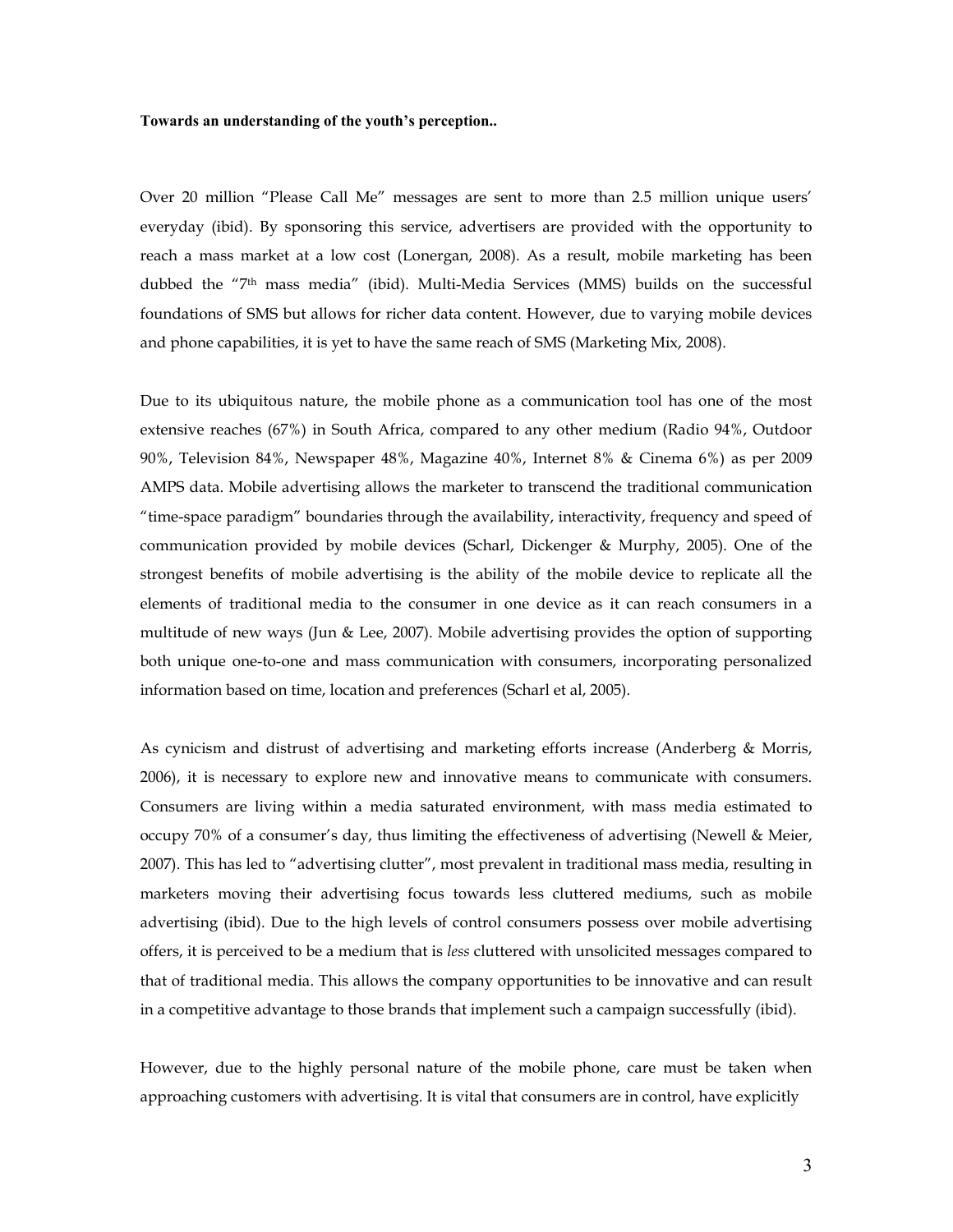Over 20 million "Please Call Me" messages are sent to more than 2.5 million unique users' everyday (ibid). By sponsoring this service, advertisers are provided with the opportunity to reach a mass market at a low cost (Lonergan, 2008). As a result, mobile marketing has been dubbed the "7th mass media" (ibid). Multi-Media Services (MMS) builds on the successful foundations of SMS but allows for richer data content. However, due to varying mobile devices and phone capabilities, it is yet to have the same reach of SMS (Marketing Mix, 2008).

Due to its ubiquitous nature, the mobile phone as a communication tool has one of the most extensive reaches (67%) in South Africa, compared to any other medium (Radio 94%, Outdoor 90%, Television 84%, Newspaper 48%, Magazine 40%, Internet 8% & Cinema 6%) as per 2009 AMPS data. Mobile advertising allows the marketer to transcend the traditional communication "time-space paradigm" boundaries through the availability, interactivity, frequency and speed of communication provided by mobile devices (Scharl, Dickenger & Murphy, 2005). One of the strongest benefits of mobile advertising is the ability of the mobile device to replicate all the elements of traditional media to the consumer in one device as it can reach consumers in a multitude of new ways (Jun & Lee, 2007). Mobile advertising provides the option of supporting both unique one-to-one and mass communication with consumers, incorporating personalized information based on time, location and preferences (Scharl et al, 2005).

As cynicism and distrust of advertising and marketing efforts increase (Anderberg & Morris, 2006), it is necessary to explore new and innovative means to communicate with consumers. Consumers are living within a media saturated environment, with mass media estimated to occupy 70% of a consumer's day, thus limiting the effectiveness of advertising (Newell & Meier, 2007). This has led to "advertising clutter", most prevalent in traditional mass media, resulting in marketers moving their advertising focus towards less cluttered mediums, such as mobile advertising (ibid). Due to the high levels of control consumers possess over mobile advertising offers, it is perceived to be a medium that is *less* cluttered with unsolicited messages compared to that of traditional media. This allows the company opportunities to be innovative and can result in a competitive advantage to those brands that implement such a campaign successfully (ibid).

However, due to the highly personal nature of the mobile phone, care must be taken when approaching customers with advertising. It is vital that consumers are in control, have explicitly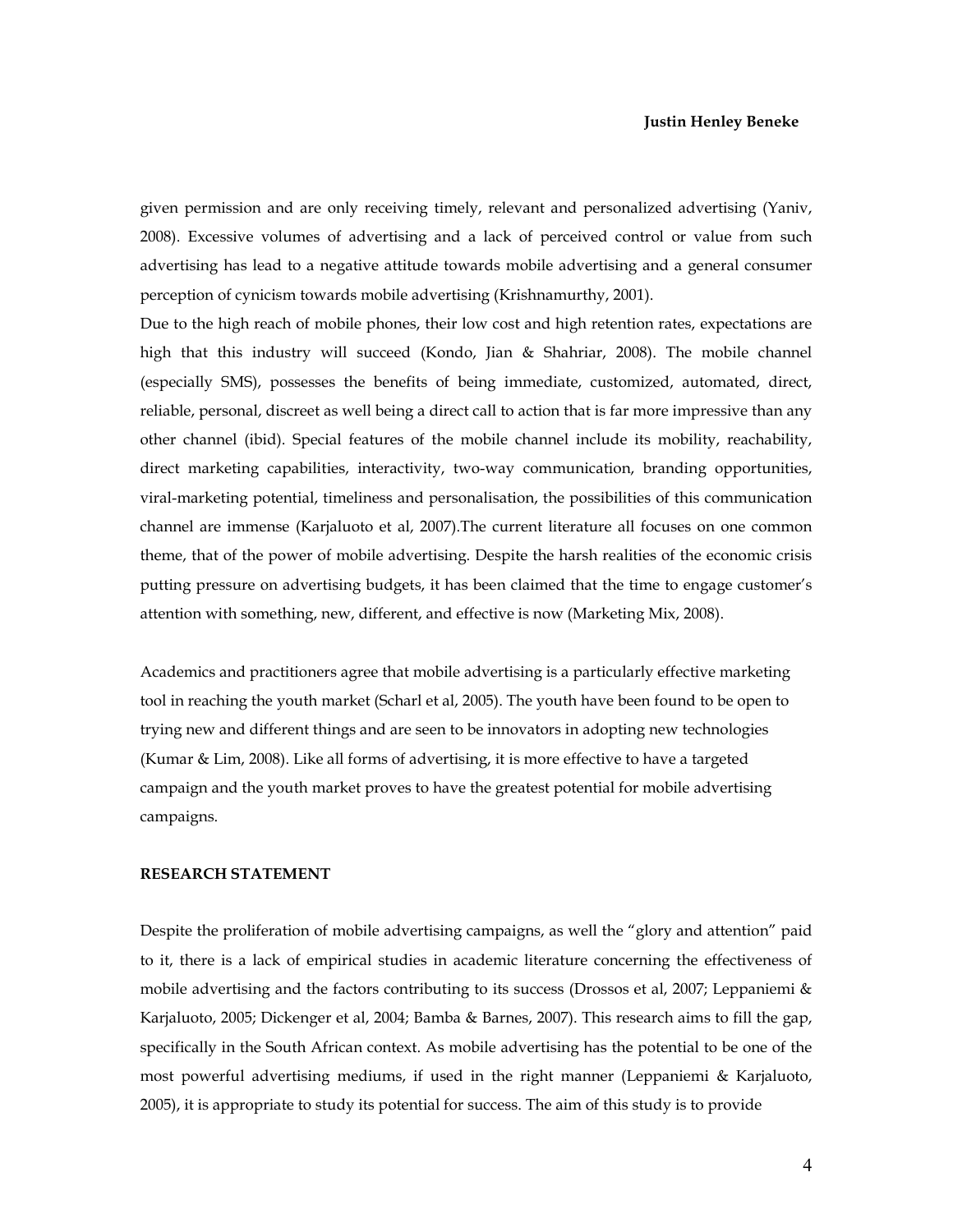given permission and are only receiving timely, relevant and personalized advertising (Yaniv, 2008). Excessive volumes of advertising and a lack of perceived control or value from such advertising has lead to a negative attitude towards mobile advertising and a general consumer perception of cynicism towards mobile advertising (Krishnamurthy, 2001).

Due to the high reach of mobile phones, their low cost and high retention rates, expectations are high that this industry will succeed (Kondo, Jian & Shahriar, 2008). The mobile channel (especially SMS), possesses the benefits of being immediate, customized, automated, direct, reliable, personal, discreet as well being a direct call to action that is far more impressive than any other channel (ibid). Special features of the mobile channel include its mobility, reachability, direct marketing capabilities, interactivity, two-way communication, branding opportunities, viral-marketing potential, timeliness and personalisation, the possibilities of this communication channel are immense (Karjaluoto et al, 2007).The current literature all focuses on one common theme, that of the power of mobile advertising. Despite the harsh realities of the economic crisis putting pressure on advertising budgets, it has been claimed that the time to engage customer's attention with something, new, different, and effective is now (Marketing Mix, 2008).

Academics and practitioners agree that mobile advertising is a particularly effective marketing tool in reaching the youth market (Scharl et al, 2005). The youth have been found to be open to trying new and different things and are seen to be innovators in adopting new technologies (Kumar & Lim, 2008). Like all forms of advertising, it is more effective to have a targeted campaign and the youth market proves to have the greatest potential for mobile advertising campaigns.

## RESEARCH STATEMENT

Despite the proliferation of mobile advertising campaigns, as well the "glory and attention" paid to it, there is a lack of empirical studies in academic literature concerning the effectiveness of mobile advertising and the factors contributing to its success (Drossos et al, 2007; Leppaniemi & Karjaluoto, 2005; Dickenger et al, 2004; Bamba & Barnes, 2007). This research aims to fill the gap, specifically in the South African context. As mobile advertising has the potential to be one of the most powerful advertising mediums, if used in the right manner (Leppaniemi & Karjaluoto, 2005), it is appropriate to study its potential for success. The aim of this study is to provide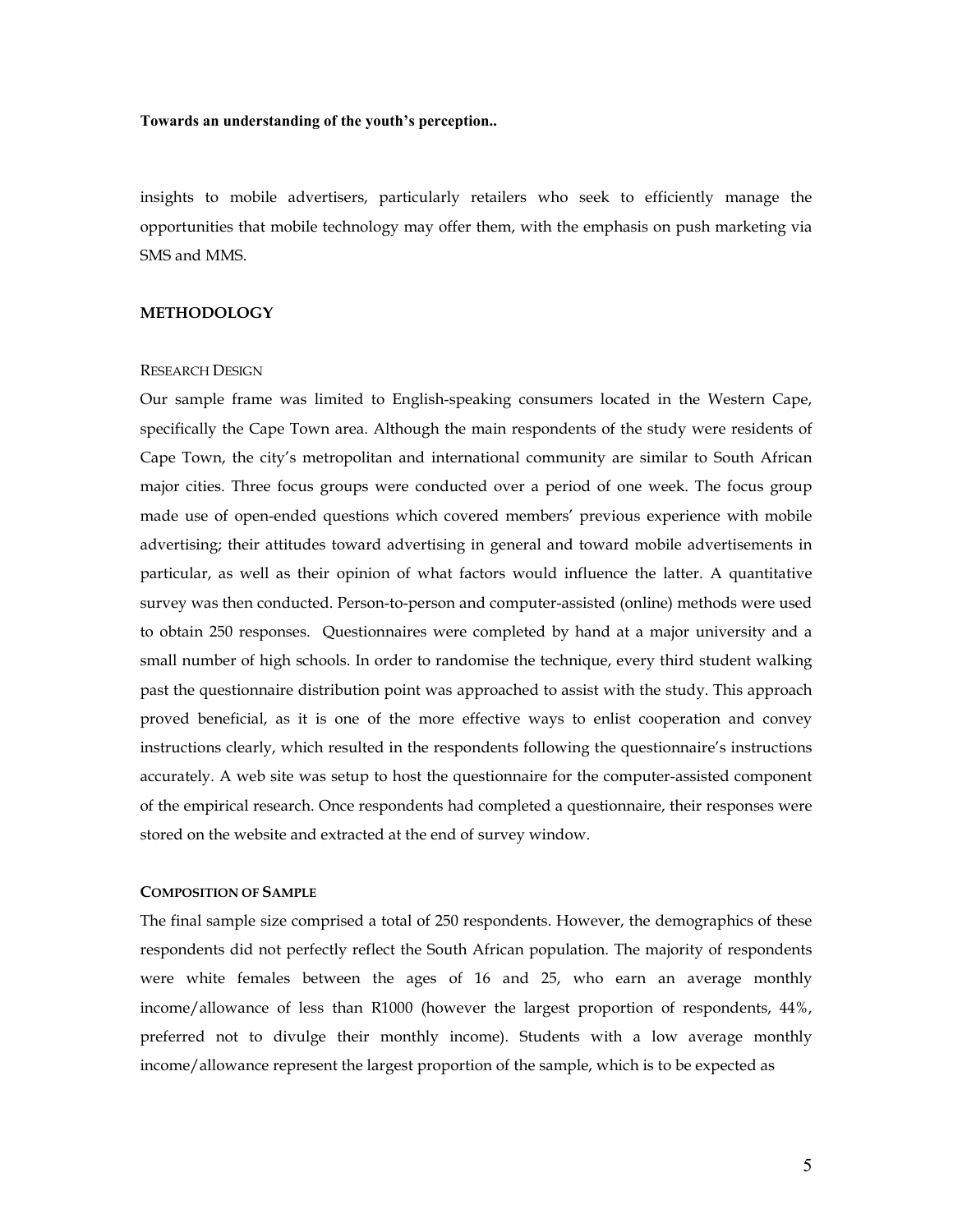insights to mobile advertisers, particularly retailers who seek to efficiently manage the opportunities that mobile technology may offer them, with the emphasis on push marketing via SMS and MMS.

## METHODOLOGY

### RESEARCH DESIGN

Our sample frame was limited to English-speaking consumers located in the Western Cape, specifically the Cape Town area. Although the main respondents of the study were residents of Cape Town, the city's metropolitan and international community are similar to South African major cities. Three focus groups were conducted over a period of one week. The focus group made use of open-ended questions which covered members' previous experience with mobile advertising; their attitudes toward advertising in general and toward mobile advertisements in particular, as well as their opinion of what factors would influence the latter. A quantitative survey was then conducted. Person-to-person and computer-assisted (online) methods were used to obtain 250 responses. Questionnaires were completed by hand at a major university and a small number of high schools. In order to randomise the technique, every third student walking past the questionnaire distribution point was approached to assist with the study. This approach proved beneficial, as it is one of the more effective ways to enlist cooperation and convey instructions clearly, which resulted in the respondents following the questionnaire's instructions accurately. A web site was setup to host the questionnaire for the computer-assisted component of the empirical research. Once respondents had completed a questionnaire, their responses were stored on the website and extracted at the end of survey window.

### COMPOSITION OF SAMPLE

The final sample size comprised a total of 250 respondents. However, the demographics of these respondents did not perfectly reflect the South African population. The majority of respondents were white females between the ages of 16 and 25, who earn an average monthly income/allowance of less than R1000 (however the largest proportion of respondents, 44%, preferred not to divulge their monthly income). Students with a low average monthly income/allowance represent the largest proportion of the sample, which is to be expected as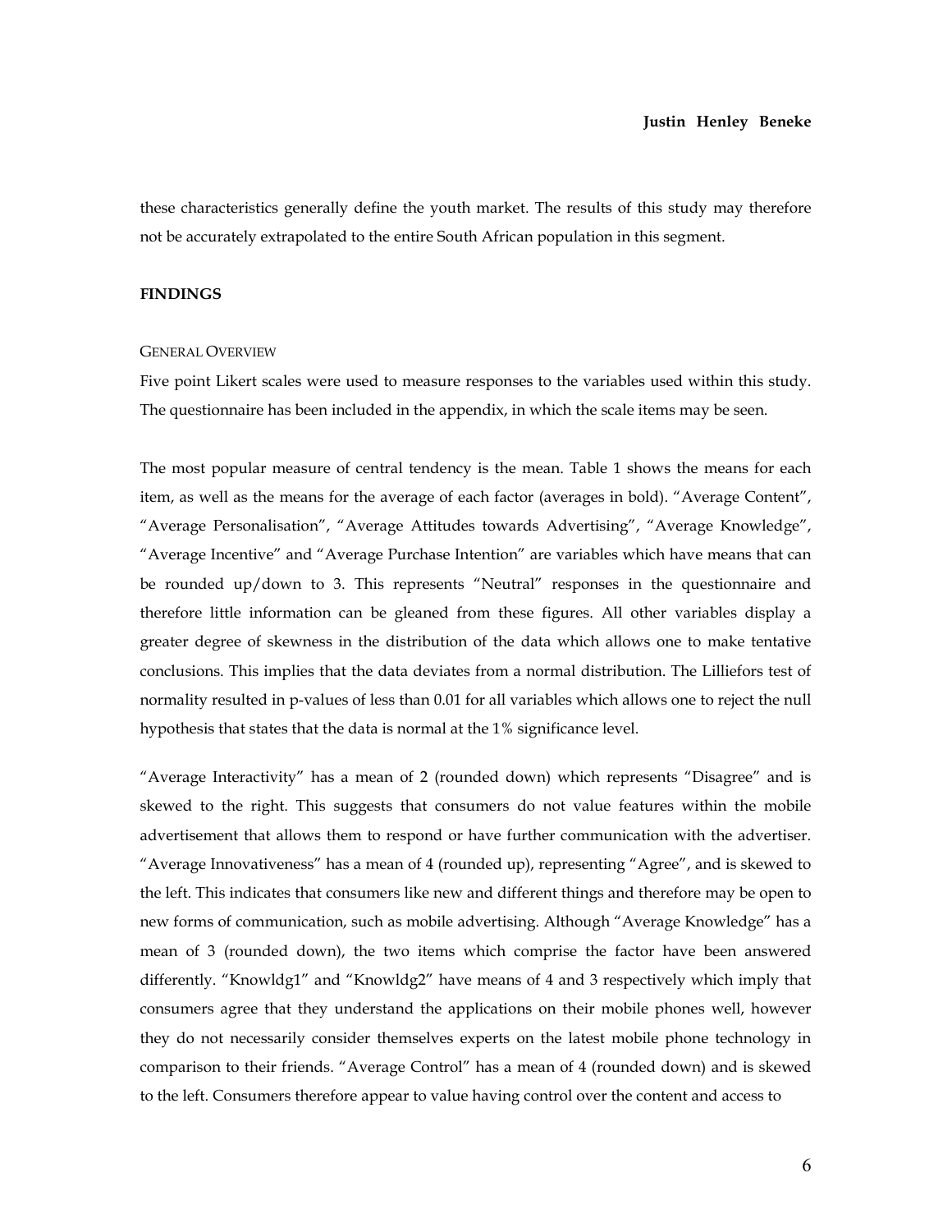these characteristics generally define the youth market. The results of this study may therefore not be accurately extrapolated to the entire South African population in this segment.

## FINDINGS

### GENERAL OVERVIEW

Five point Likert scales were used to measure responses to the variables used within this study. The questionnaire has been included in the appendix, in which the scale items may be seen.

The most popular measure of central tendency is the mean. Table 1 shows the means for each item, as well as the means for the average of each factor (averages in bold). "Average Content", "Average Personalisation", "Average Attitudes towards Advertising", "Average Knowledge", "Average Incentive" and "Average Purchase Intention" are variables which have means that can be rounded up/down to 3. This represents "Neutral" responses in the questionnaire and therefore little information can be gleaned from these figures. All other variables display a greater degree of skewness in the distribution of the data which allows one to make tentative conclusions. This implies that the data deviates from a normal distribution. The Lilliefors test of normality resulted in p-values of less than 0.01 for all variables which allows one to reject the null hypothesis that states that the data is normal at the 1% significance level.

"Average Interactivity" has a mean of 2 (rounded down) which represents "Disagree" and is skewed to the right. This suggests that consumers do not value features within the mobile advertisement that allows them to respond or have further communication with the advertiser. "Average Innovativeness" has a mean of 4 (rounded up), representing "Agree", and is skewed to the left. This indicates that consumers like new and different things and therefore may be open to new forms of communication, such as mobile advertising. Although "Average Knowledge" has a mean of 3 (rounded down), the two items which comprise the factor have been answered differently. "Knowldg1" and "Knowldg2" have means of 4 and 3 respectively which imply that consumers agree that they understand the applications on their mobile phones well, however they do not necessarily consider themselves experts on the latest mobile phone technology in comparison to their friends. "Average Control" has a mean of 4 (rounded down) and is skewed to the left. Consumers therefore appear to value having control over the content and access to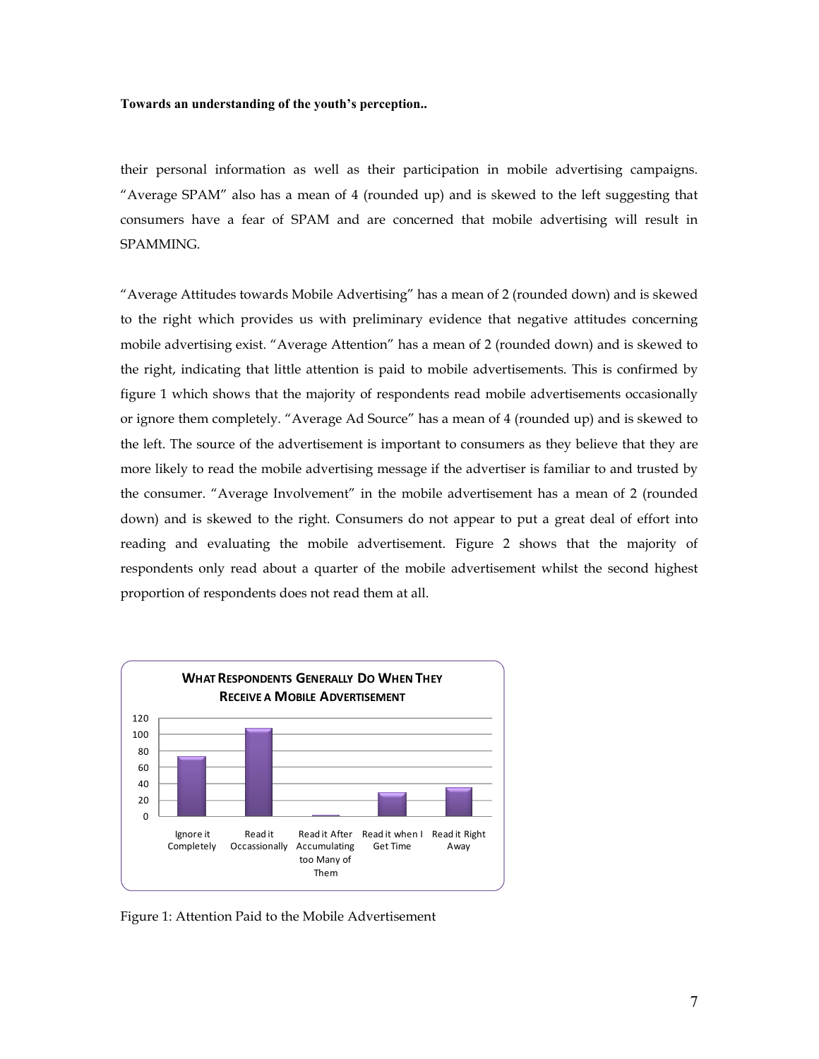their personal information as well as their participation in mobile advertising campaigns. "Average SPAM" also has a mean of 4 (rounded up) and is skewed to the left suggesting that consumers have a fear of SPAM and are concerned that mobile advertising will result in SPAMMING.

"Average Attitudes towards Mobile Advertising" has a mean of 2 (rounded down) and is skewed to the right which provides us with preliminary evidence that negative attitudes concerning mobile advertising exist. "Average Attention" has a mean of 2 (rounded down) and is skewed to the right, indicating that little attention is paid to mobile advertisements. This is confirmed by figure 1 which shows that the majority of respondents read mobile advertisements occasionally or ignore them completely. "Average Ad Source" has a mean of 4 (rounded up) and is skewed to the left. The source of the advertisement is important to consumers as they believe that they are more likely to read the mobile advertising message if the advertiser is familiar to and trusted by the consumer. "Average Involvement" in the mobile advertisement has a mean of 2 (rounded down) and is skewed to the right. Consumers do not appear to put a great deal of effort into reading and evaluating the mobile advertisement. Figure 2 shows that the majority of respondents only read about a quarter of the mobile advertisement whilst the second highest proportion of respondents does not read them at all.

**WHAT RESPONDENTS GENERALLY DO WHEN THEY RECEIVE A MOBILE ADVERTISEMENT**

Figure 1: Attention Paid to the Mobile Advertisement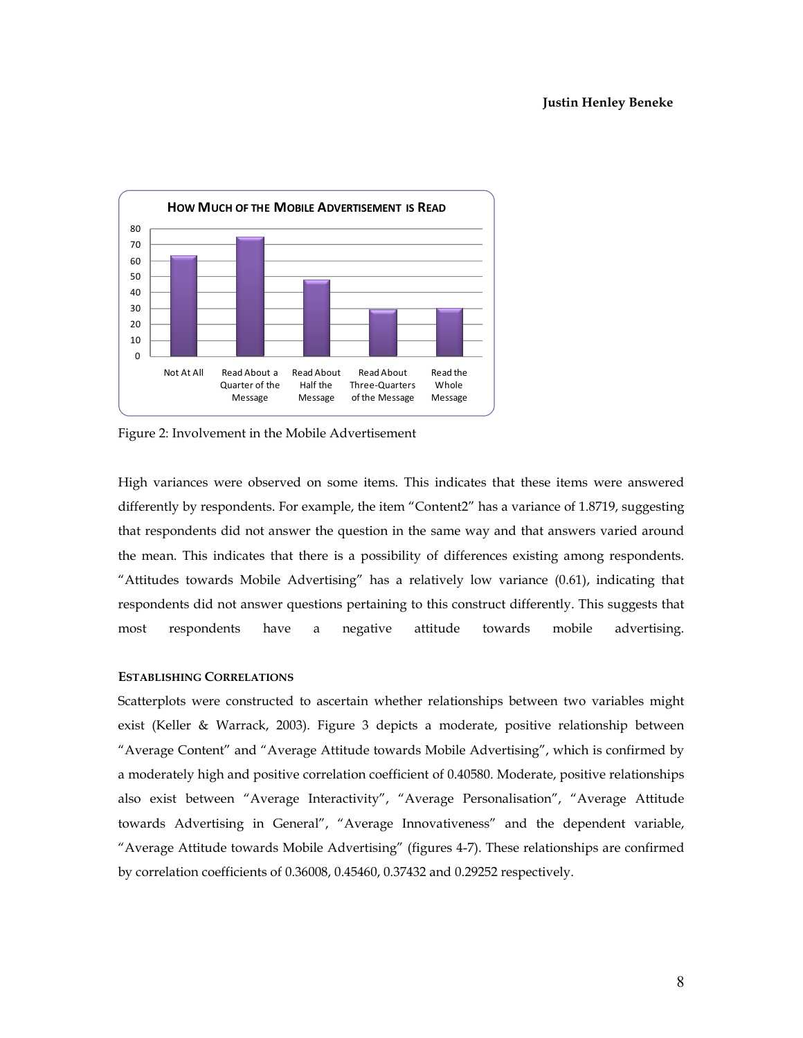Figure 2: Involvement in the Mobile Advertisement

High variances were observed on some items. This indicates that these items were answered differently by respondents. For example, the item "Content2" has a variance of 1.8719, suggesting that respondents did not answer the question in the same way and that answers varied around the mean. This indicates that there is a possibility of differences existing among respondents. "Attitudes towards Mobile Advertising" has a relatively low variance (0.61), indicating that respondents did not answer questions pertaining to this construct differently. This suggests that most respondents have a negative attitude towards mobile advertising.

#### ESTABLISHING CORRELATIONS

Scatterplots were constructed to ascertain whether relationships between two variables might exist (Keller & Warrack, 2003). Figure 3 depicts a moderate, positive relationship between "Average Content" and "Average Attitude towards Mobile Advertising", which is confirmed by a moderately high and positive correlation coefficient of 0.40580. Moderate, positive relationships also exist between "Average Interactivity", "Average Personalisation", "Average Attitude towards Advertising in General", "Average Innovativeness" and the dependent variable, "Average Attitude towards Mobile Advertising" (figures 4-7). These relationships are confirmed by correlation coefficients of 0.36008, 0.45460, 0.37432 and 0.29252 respectively.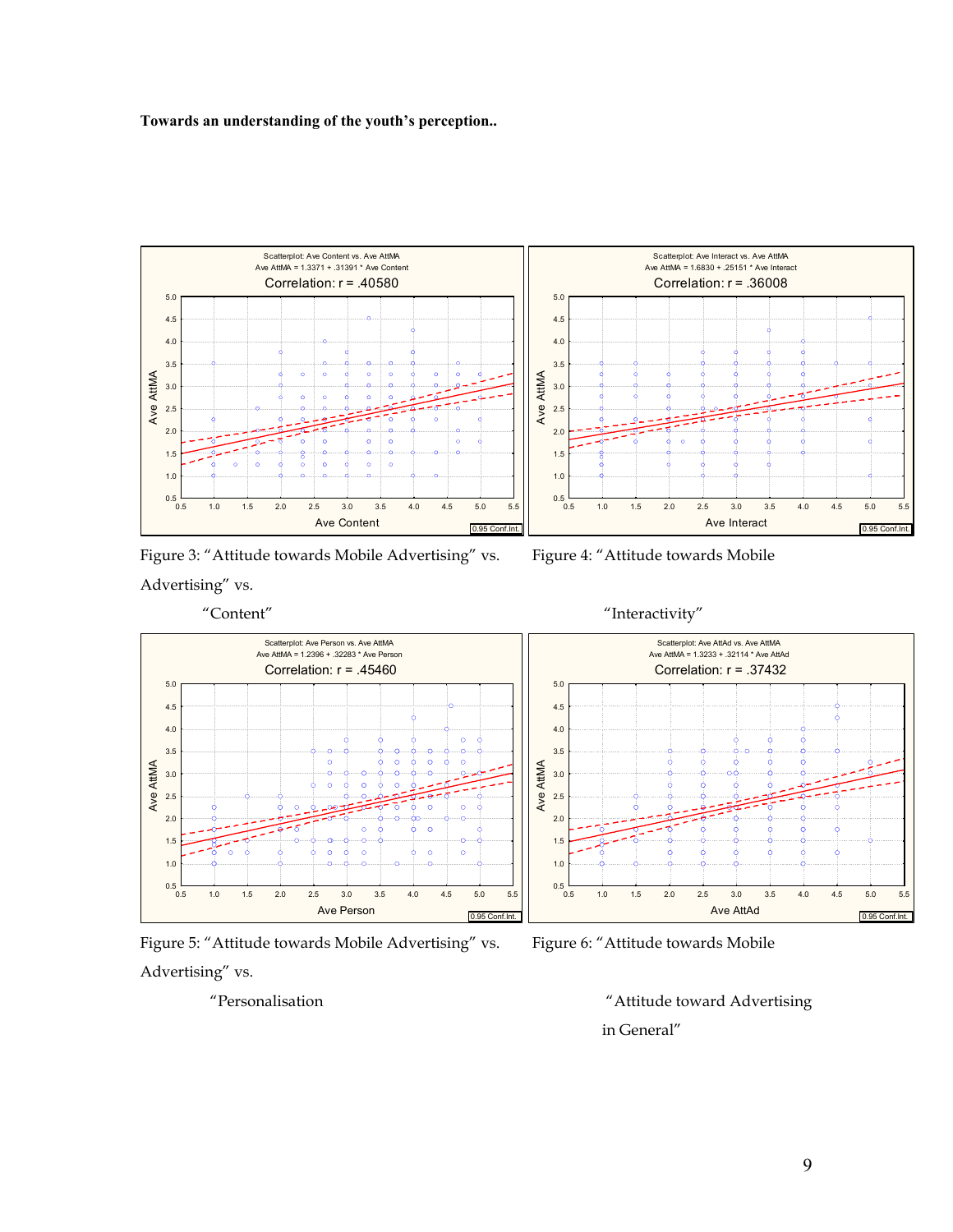Scatterplot: Ave Content vs. Ave AttMA

Ave AttMA = 1.3371 + .31391 * Ave Content

Correlation: r = .40580

Figure 3: "Attitude towards Mobile Advertising" vs. "Content"

Scatterplot: Ave Interact vs. Ave AttMA

Ave AttMA = 1.6830 + .25151 * Ave Interact

Correlation: r = .36008

Figure 4: "Attitude towards Mobile Advertising" vs. "Interactivity"

Scatterplot: Ave Person vs. Ave AttMA

Ave AttMA = 1.2396 + .32283 * Ave Person

Correlation: r = .45460

Figure 5: "Attitude towards Mobile Advertising" vs. "Personalisation

Scatterplot: Ave AttAd vs. Ave AttMA

Ave AttMA = 1.3233 + .32114 * Ave AttAd

Correlation: r = .37432

Figure 6: "Attitude towards Mobile Advertising" vs. "Attitude toward Advertising in General"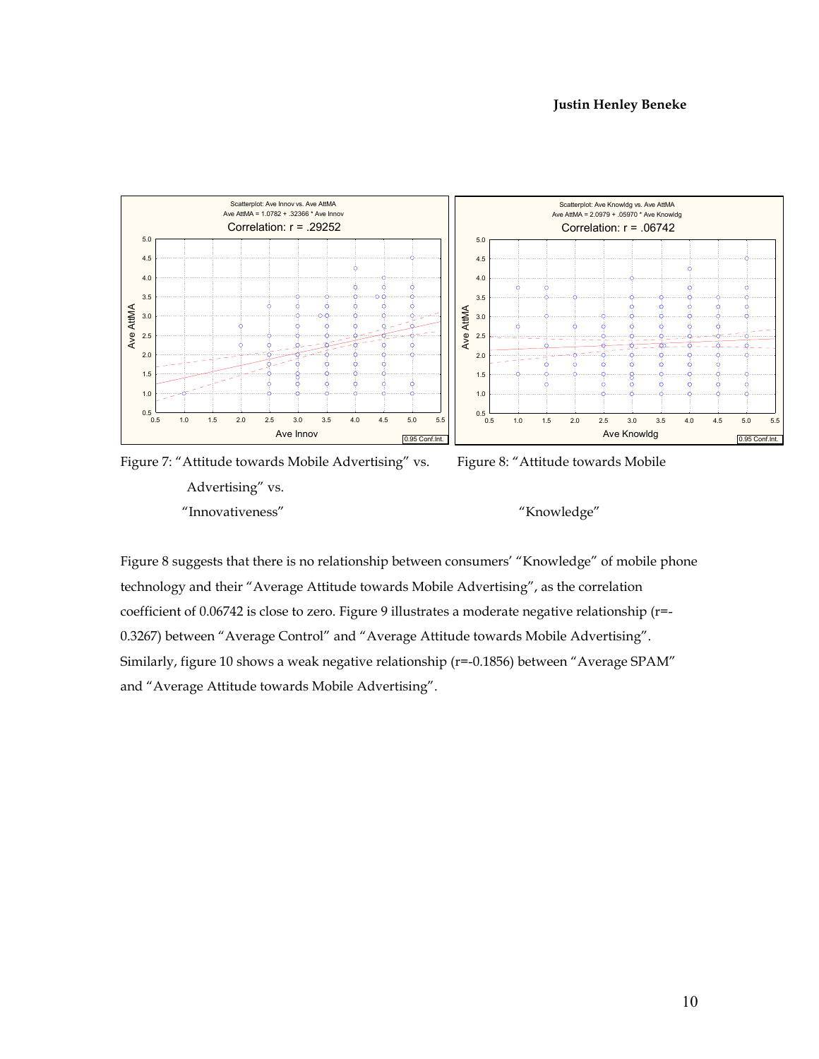Figure 7: "Attitude towards Mobile Advertising" vs. "Innovativeness"

Figure 8: "Attitude towards Mobile Advertising" vs. "Knowledge"

Figure 8 suggests that there is no relationship between consumers' "Knowledge" of mobile phone technology and their "Average Attitude towards Mobile Advertising", as the correlation coefficient of 0.06742 is close to zero. Figure 9 illustrates a moderate negative relationship (r=-0.3267) between "Average Control" and "Average Attitude towards Mobile Advertising". Similarly, figure 10 shows a weak negative relationship (r=-0.1856) between "Average SPAM" and "Average Attitude towards Mobile Advertising".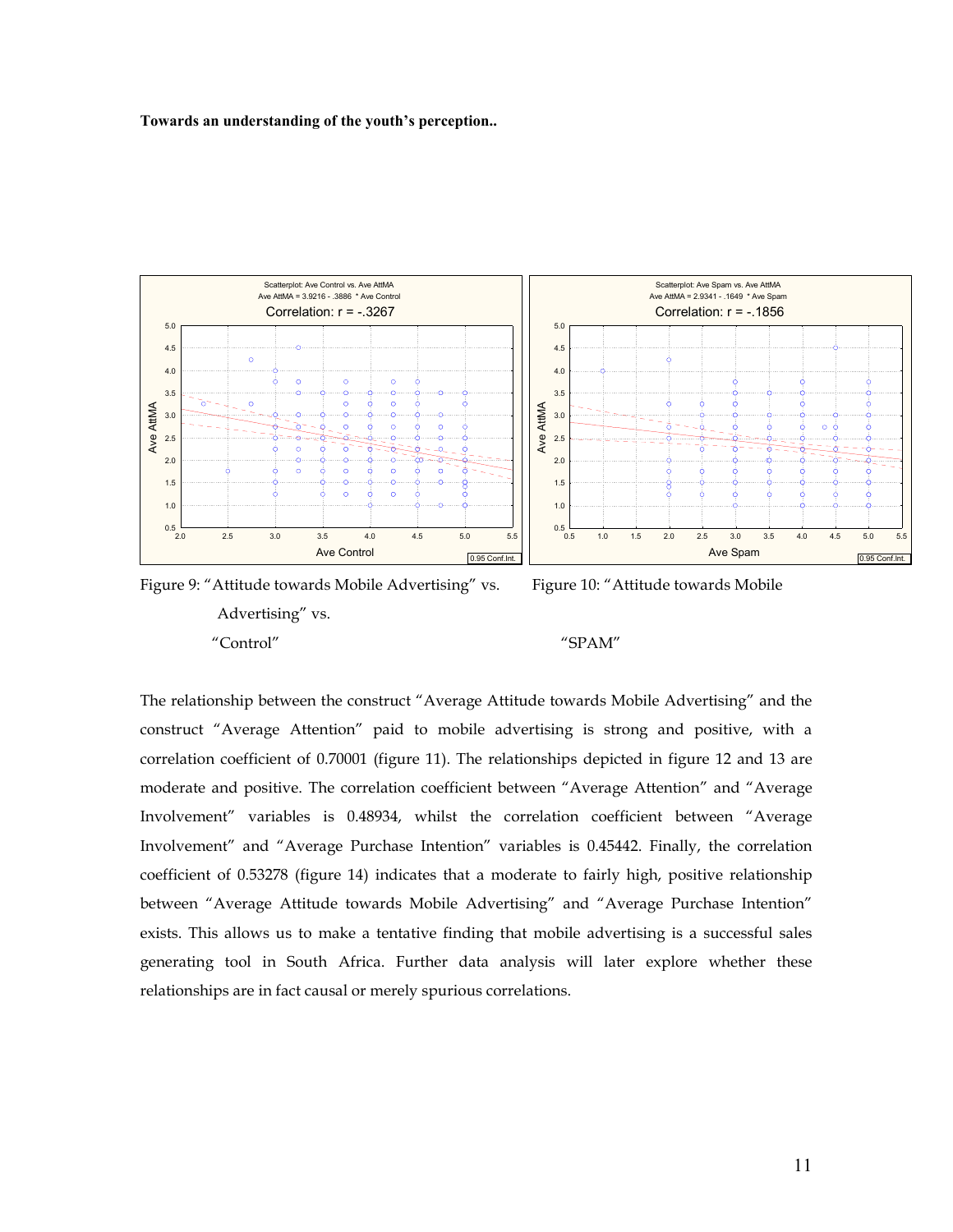Figure 9: "Attitude towards Mobile Advertising" vs. "Control"

Figure 10: "Attitude towards Mobile Advertising" vs. "SPAM"

The relationship between the construct "Average Attitude towards Mobile Advertising" and the construct "Average Attention" paid to mobile advertising is strong and positive, with a correlation coefficient of 0.70001 (figure 11). The relationships depicted in figure 12 and 13 are moderate and positive. The correlation coefficient between "Average Attention" and "Average Involvement" variables is 0.48934, whilst the correlation coefficient between "Average Involvement" and "Average Purchase Intention" variables is 0.45442. Finally, the correlation coefficient of 0.53278 (figure 14) indicates that a moderate to fairly high, positive relationship between "Average Attitude towards Mobile Advertising" and "Average Purchase Intention" exists. This allows us to make a tentative finding that mobile advertising is a successful sales generating tool in South Africa. Further data analysis will later explore whether these relationships are in fact causal or merely spurious correlations.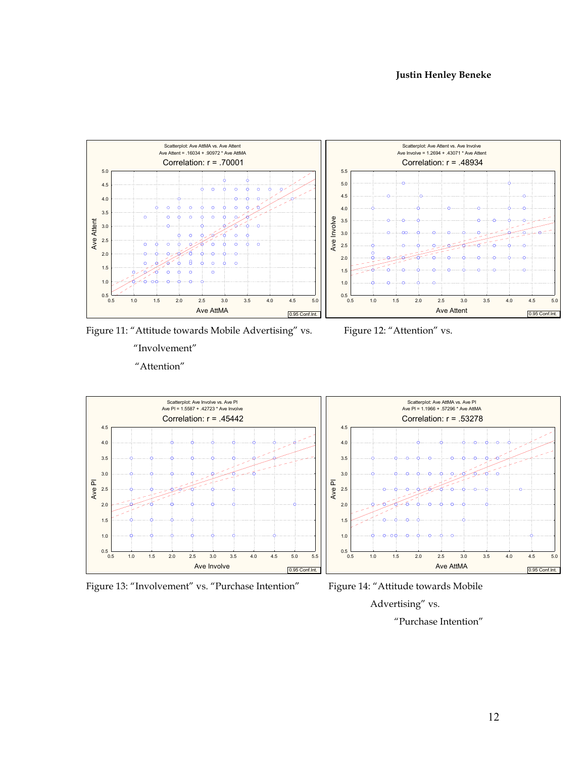Scatterplot: Ave AttMA vs. Ave Attent
Ave Attent = .16034 + .90972 * Ave AttMA
Correlation: r = .70001

Figure 11: "Attitude towards Mobile Advertising" vs. "Attention"

Scatterplot: Ave Attent vs. Ave Involve
Ave Involve = 1.2694 + .43071 * Ave Attent
Correlation: r = .48934

Figure 12: "Attention" vs. "Involvement"

Scatterplot: Ave Involve vs. Ave PI
Ave PI = 1.5587 + .42723 * Ave Involve
Correlation: r = .45442

Figure 13: "Involvement" vs. "Purchase Intention"

Scatterplot: Ave AttMA vs. Ave PI
Ave PI = 1.1966 + .57296 * Ave AttMA
Correlation: r = .53278

Figure 14: "Attitude towards Mobile Advertising" vs. "Purchase Intention"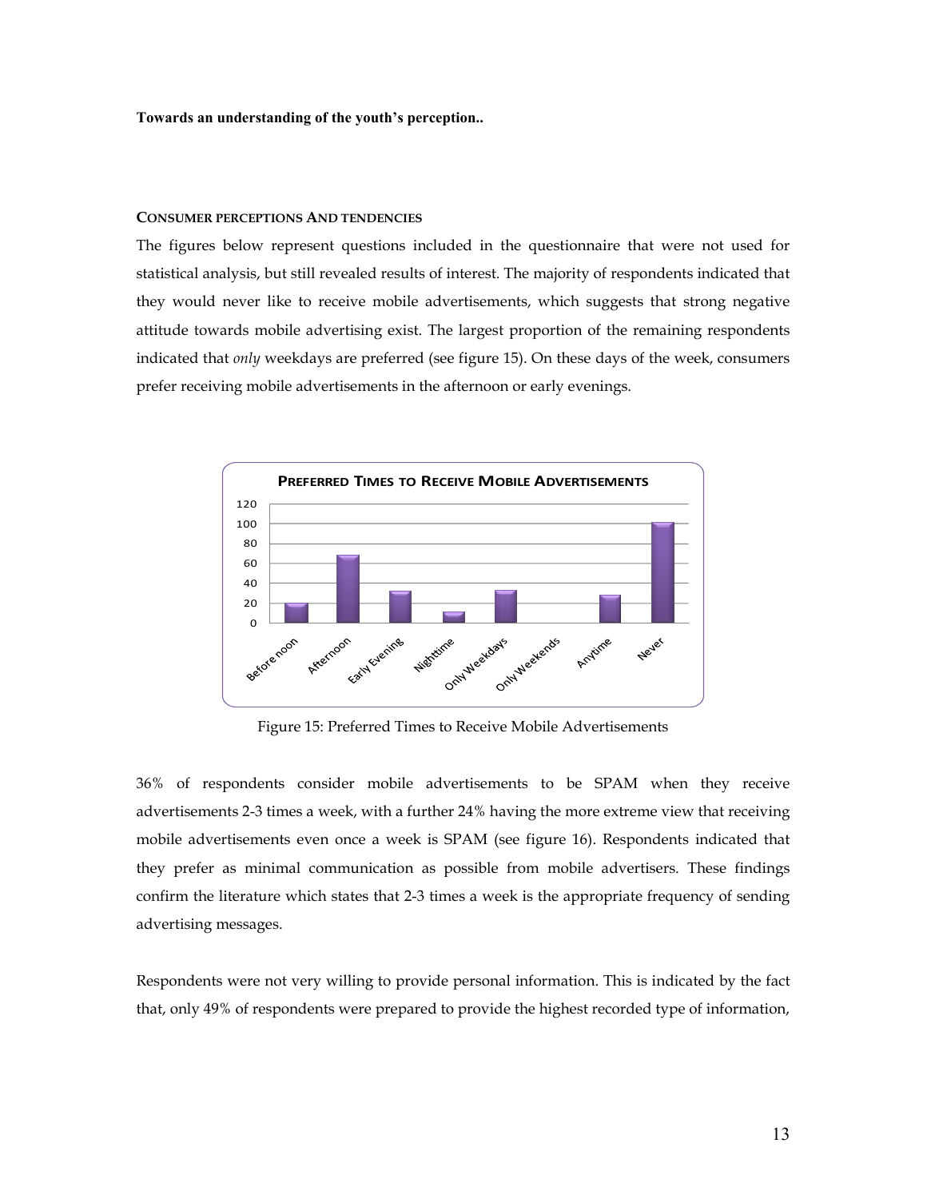**CONSUMER PERCEPTIONS AND TENDENCIES**

The figures below represent questions included in the questionnaire that were not used for statistical analysis, but still revealed results of interest. The majority of respondents indicated that they would never like to receive mobile advertisements, which suggests that strong negative attitude towards mobile advertising exist. The largest proportion of the remaining respondents indicated that *only* weekdays are preferred (see figure 15). On these days of the week, consumers prefer receiving mobile advertisements in the afternoon or early evenings.

Figure 15: Preferred Times to Receive Mobile Advertisements

36% of respondents consider mobile advertisements to be SPAM when they receive advertisements 2-3 times a week, with a further 24% having the more extreme view that receiving mobile advertisements even once a week is SPAM (see figure 16). Respondents indicated that they prefer as minimal communication as possible from mobile advertisers. These findings confirm the literature which states that 2-3 times a week is the appropriate frequency of sending advertising messages.

Respondents were not very willing to provide personal information. This is indicated by the fact that, only 49% of respondents were prepared to provide the highest recorded type of information,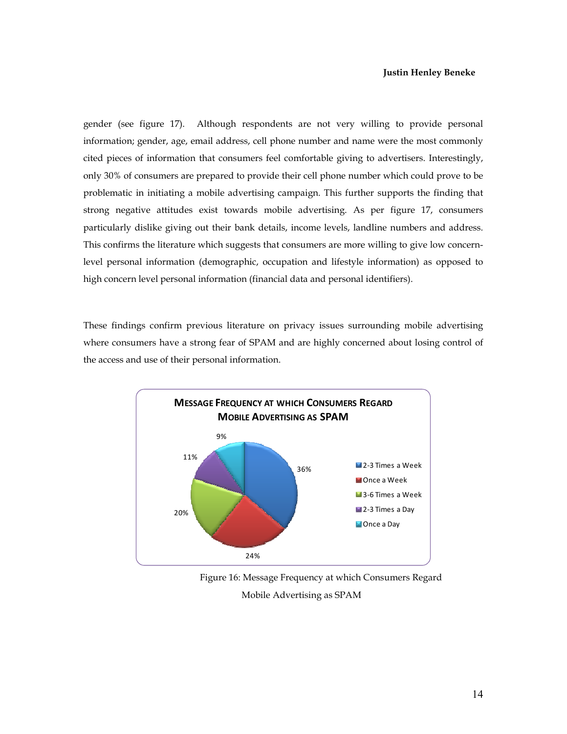gender (see figure 17). Although respondents are not very willing to provide personal information; gender, age, email address, cell phone number and name were the most commonly cited pieces of information that consumers feel comfortable giving to advertisers. Interestingly, only 30% of consumers are prepared to provide their cell phone number which could prove to be problematic in initiating a mobile advertising campaign. This further supports the finding that strong negative attitudes exist towards mobile advertising. As per figure 17, consumers particularly dislike giving out their bank details, income levels, landline numbers and address. This confirms the literature which suggests that consumers are more willing to give low concern-level personal information (demographic, occupation and lifestyle information) as opposed to high concern level personal information (financial data and personal identifiers).

These findings confirm previous literature on privacy issues surrounding mobile advertising where consumers have a strong fear of SPAM and are highly concerned about losing control of the access and use of their personal information.

**MESSAGE FREQUENCY AT WHICH CONSUMERS REGARD MOBILE ADVERTISING AS SPAM**

| Frequency | Percentage |
|---|---|
| 2-3 Times a Week | 36% |
| Once a Week | 24% |
| 3-6 Times a Week | 20% |
| 2-3 Times a Day | 11% |
| Once a Day | 9% |

Figure 16: Message Frequency at which Consumers Regard Mobile Advertising as SPAM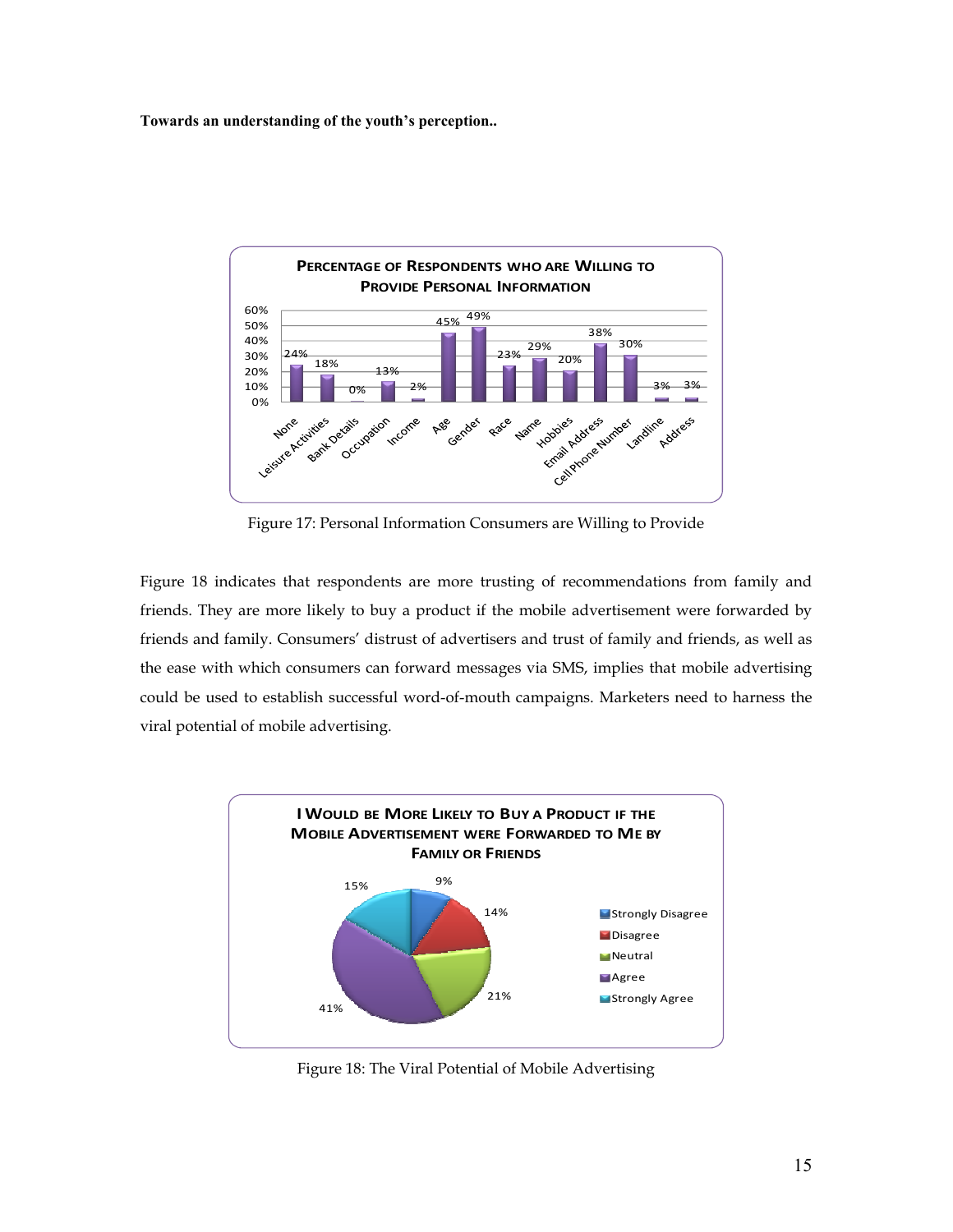Figure 17: Personal Information Consumers are Willing to Provide

Figure 18 indicates that respondents are more trusting of recommendations from family and friends. They are more likely to buy a product if the mobile advertisement were forwarded by friends and family. Consumers' distrust of advertisers and trust of family and friends, as well as the ease with which consumers can forward messages via SMS, implies that mobile advertising could be used to establish successful word-of-mouth campaigns. Marketers need to harness the viral potential of mobile advertising.

Figure 18: The Viral Potential of Mobile Advertising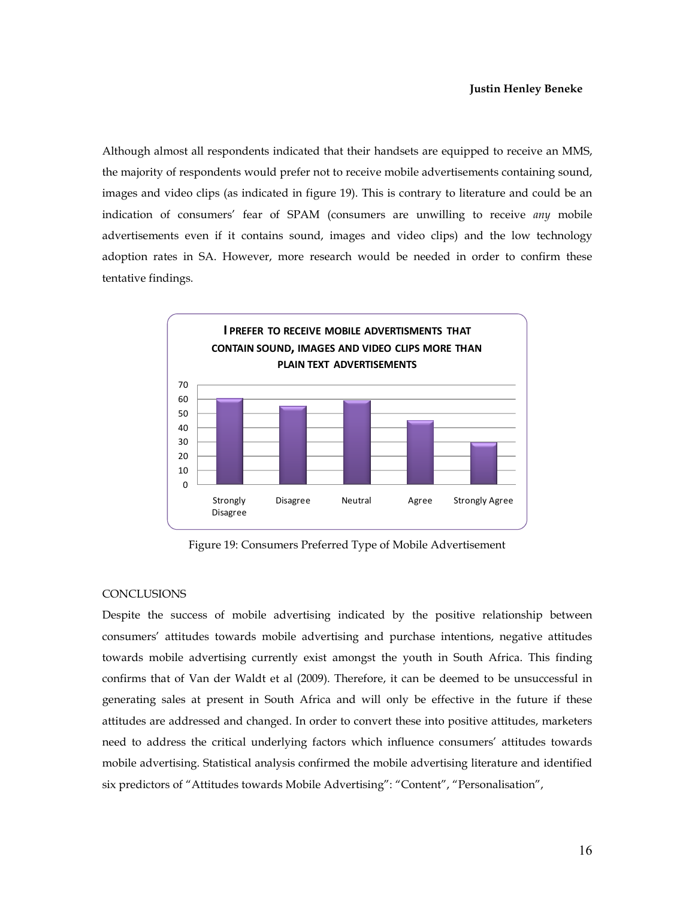Although almost all respondents indicated that their handsets are equipped to receive an MMS, the majority of respondents would prefer not to receive mobile advertisements containing sound, images and video clips (as indicated in figure 19). This is contrary to literature and could be an indication of consumers' fear of SPAM (consumers are unwilling to receive *any* mobile advertisements even if it contains sound, images and video clips) and the low technology adoption rates in SA. However, more research would be needed in order to confirm these tentative findings.

Figure 19: Consumers Preferred Type of Mobile Advertisement

CONCLUSIONS

Despite the success of mobile advertising indicated by the positive relationship between consumers' attitudes towards mobile advertising and purchase intentions, negative attitudes towards mobile advertising currently exist amongst the youth in South Africa. This finding confirms that of Van der Waldt et al (2009). Therefore, it can be deemed to be unsuccessful in generating sales at present in South Africa and will only be effective in the future if these attitudes are addressed and changed. In order to convert these into positive attitudes, marketers need to address the critical underlying factors which influence consumers' attitudes towards mobile advertising. Statistical analysis confirmed the mobile advertising literature and identified six predictors of "Attitudes towards Mobile Advertising": "Content", "Personalisation",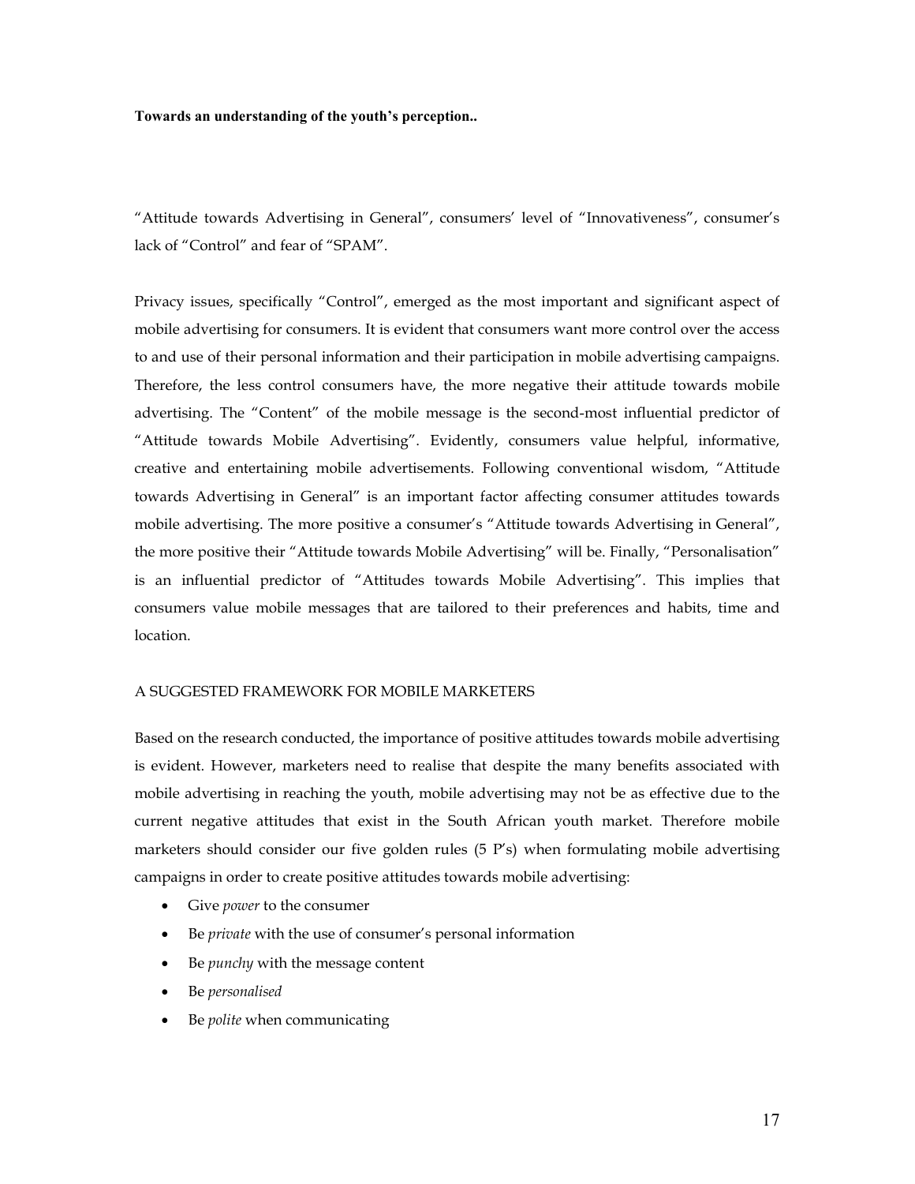"Attitude towards Advertising in General", consumers' level of "Innovativeness", consumer's lack of "Control" and fear of "SPAM".

Privacy issues, specifically "Control", emerged as the most important and significant aspect of mobile advertising for consumers. It is evident that consumers want more control over the access to and use of their personal information and their participation in mobile advertising campaigns. Therefore, the less control consumers have, the more negative their attitude towards mobile advertising. The "Content" of the mobile message is the second-most influential predictor of "Attitude towards Mobile Advertising". Evidently, consumers value helpful, informative, creative and entertaining mobile advertisements. Following conventional wisdom, "Attitude towards Advertising in General" is an important factor affecting consumer attitudes towards mobile advertising. The more positive a consumer's "Attitude towards Advertising in General", the more positive their "Attitude towards Mobile Advertising" will be. Finally, "Personalisation" is an influential predictor of "Attitudes towards Mobile Advertising". This implies that consumers value mobile messages that are tailored to their preferences and habits, time and location.

## A SUGGESTED FRAMEWORK FOR MOBILE MARKETERS

Based on the research conducted, the importance of positive attitudes towards mobile advertising is evident. However, marketers need to realise that despite the many benefits associated with mobile advertising in reaching the youth, mobile advertising may not be as effective due to the current negative attitudes that exist in the South African youth market. Therefore mobile marketers should consider our five golden rules (5 P's) when formulating mobile advertising campaigns in order to create positive attitudes towards mobile advertising:

- Give *power* to the consumer
- Be *private* with the use of consumer's personal information
- Be *punchy* with the message content
- Be *personalised*
- Be *polite* when communicating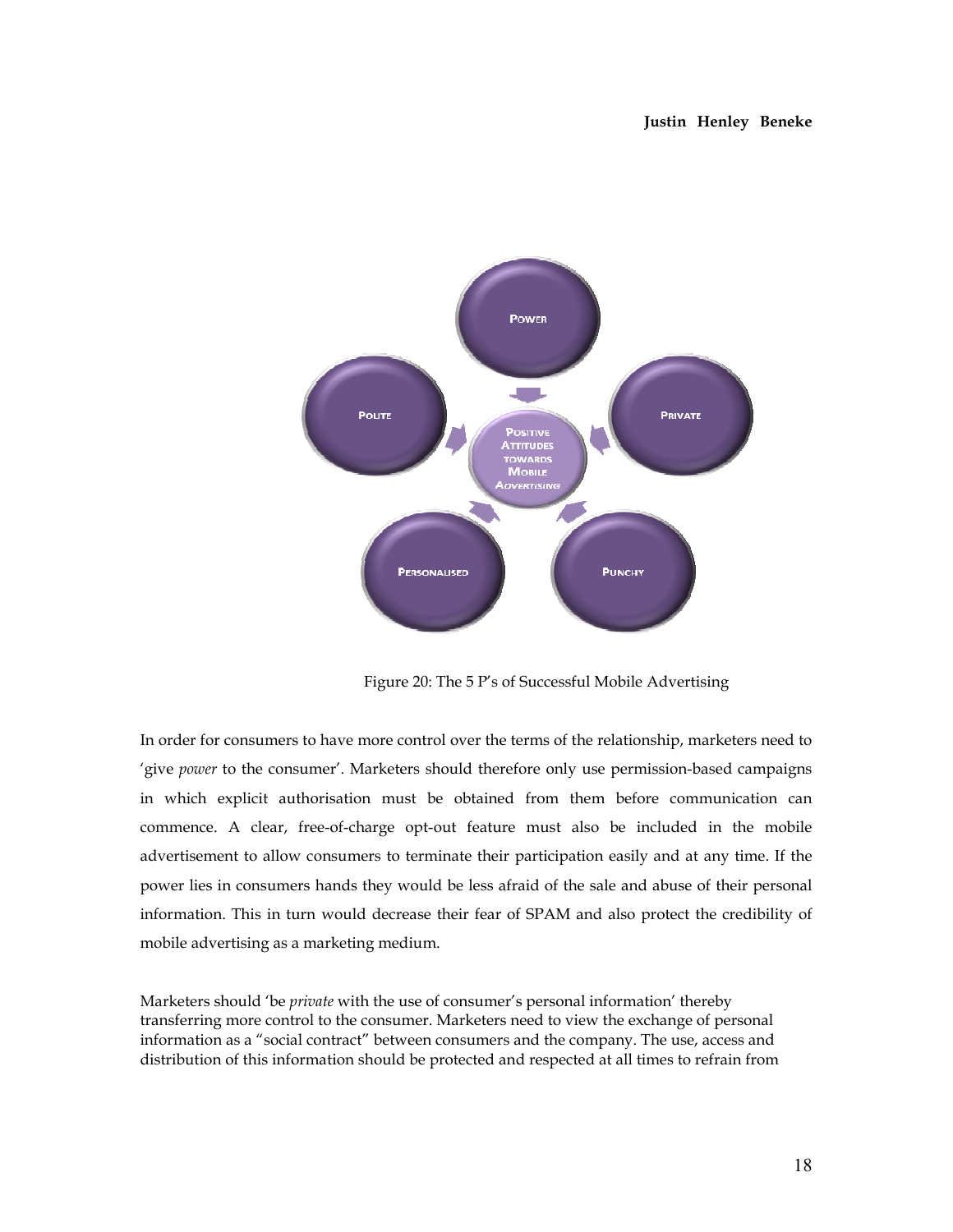Figure 20: The 5 P's of Successful Mobile Advertising

In order for consumers to have more control over the terms of the relationship, marketers need to 'give *power* to the consumer'. Marketers should therefore only use permission-based campaigns in which explicit authorisation must be obtained from them before communication can commence. A clear, free-of-charge opt-out feature must also be included in the mobile advertisement to allow consumers to terminate their participation easily and at any time. If the power lies in consumers hands they would be less afraid of the sale and abuse of their personal information. This in turn would decrease their fear of SPAM and also protect the credibility of mobile advertising as a marketing medium.

Marketers should 'be *private* with the use of consumer's personal information' thereby transferring more control to the consumer. Marketers need to view the exchange of personal information as a "social contract" between consumers and the company. The use, access and distribution of this information should be protected and respected at all times to refrain from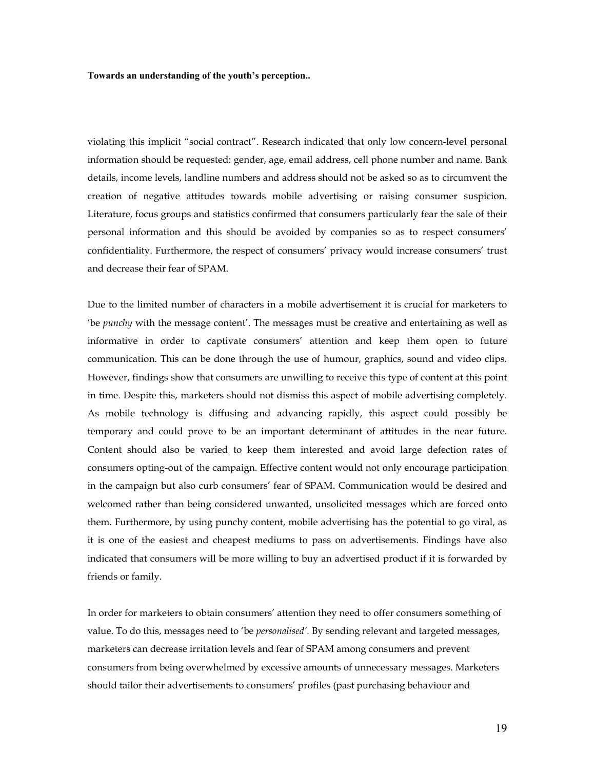violating this implicit "social contract". Research indicated that only low concern-level personal information should be requested: gender, age, email address, cell phone number and name. Bank details, income levels, landline numbers and address should not be asked so as to circumvent the creation of negative attitudes towards mobile advertising or raising consumer suspicion. Literature, focus groups and statistics confirmed that consumers particularly fear the sale of their personal information and this should be avoided by companies so as to respect consumers' confidentiality. Furthermore, the respect of consumers' privacy would increase consumers' trust and decrease their fear of SPAM.

Due to the limited number of characters in a mobile advertisement it is crucial for marketers to 'be *punchy* with the message content'. The messages must be creative and entertaining as well as informative in order to captivate consumers' attention and keep them open to future communication. This can be done through the use of humour, graphics, sound and video clips. However, findings show that consumers are unwilling to receive this type of content at this point in time. Despite this, marketers should not dismiss this aspect of mobile advertising completely. As mobile technology is diffusing and advancing rapidly, this aspect could possibly be temporary and could prove to be an important determinant of attitudes in the near future. Content should also be varied to keep them interested and avoid large defection rates of consumers opting-out of the campaign. Effective content would not only encourage participation in the campaign but also curb consumers' fear of SPAM. Communication would be desired and welcomed rather than being considered unwanted, unsolicited messages which are forced onto them. Furthermore, by using punchy content, mobile advertising has the potential to go viral, as it is one of the easiest and cheapest mediums to pass on advertisements. Findings have also indicated that consumers will be more willing to buy an advertised product if it is forwarded by friends or family.

In order for marketers to obtain consumers' attention they need to offer consumers something of value. To do this, messages need to 'be *personalised'*. By sending relevant and targeted messages, marketers can decrease irritation levels and fear of SPAM among consumers and prevent consumers from being overwhelmed by excessive amounts of unnecessary messages. Marketers should tailor their advertisements to consumers' profiles (past purchasing behaviour and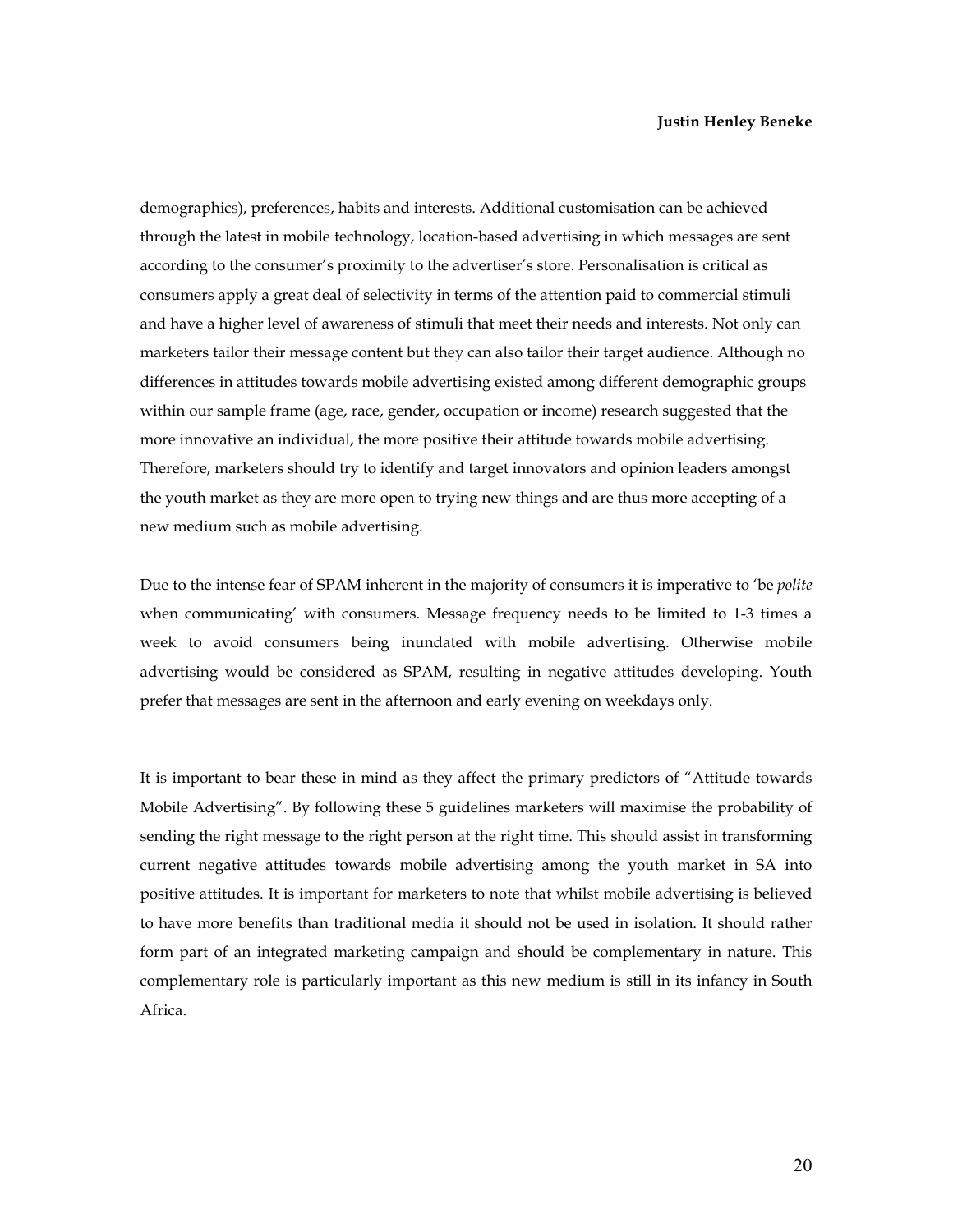demographics), preferences, habits and interests. Additional customisation can be achieved through the latest in mobile technology, location-based advertising in which messages are sent according to the consumer's proximity to the advertiser's store. Personalisation is critical as consumers apply a great deal of selectivity in terms of the attention paid to commercial stimuli and have a higher level of awareness of stimuli that meet their needs and interests. Not only can marketers tailor their message content but they can also tailor their target audience. Although no differences in attitudes towards mobile advertising existed among different demographic groups within our sample frame (age, race, gender, occupation or income) research suggested that the more innovative an individual, the more positive their attitude towards mobile advertising. Therefore, marketers should try to identify and target innovators and opinion leaders amongst the youth market as they are more open to trying new things and are thus more accepting of a new medium such as mobile advertising.

Due to the intense fear of SPAM inherent in the majority of consumers it is imperative to 'be *polite* when communicating' with consumers. Message frequency needs to be limited to 1-3 times a week to avoid consumers being inundated with mobile advertising. Otherwise mobile advertising would be considered as SPAM, resulting in negative attitudes developing. Youth prefer that messages are sent in the afternoon and early evening on weekdays only.

It is important to bear these in mind as they affect the primary predictors of "Attitude towards Mobile Advertising". By following these 5 guidelines marketers will maximise the probability of sending the right message to the right person at the right time. This should assist in transforming current negative attitudes towards mobile advertising among the youth market in SA into positive attitudes. It is important for marketers to note that whilst mobile advertising is believed to have more benefits than traditional media it should not be used in isolation. It should rather form part of an integrated marketing campaign and should be complementary in nature. This complementary role is particularly important as this new medium is still in its infancy in South Africa.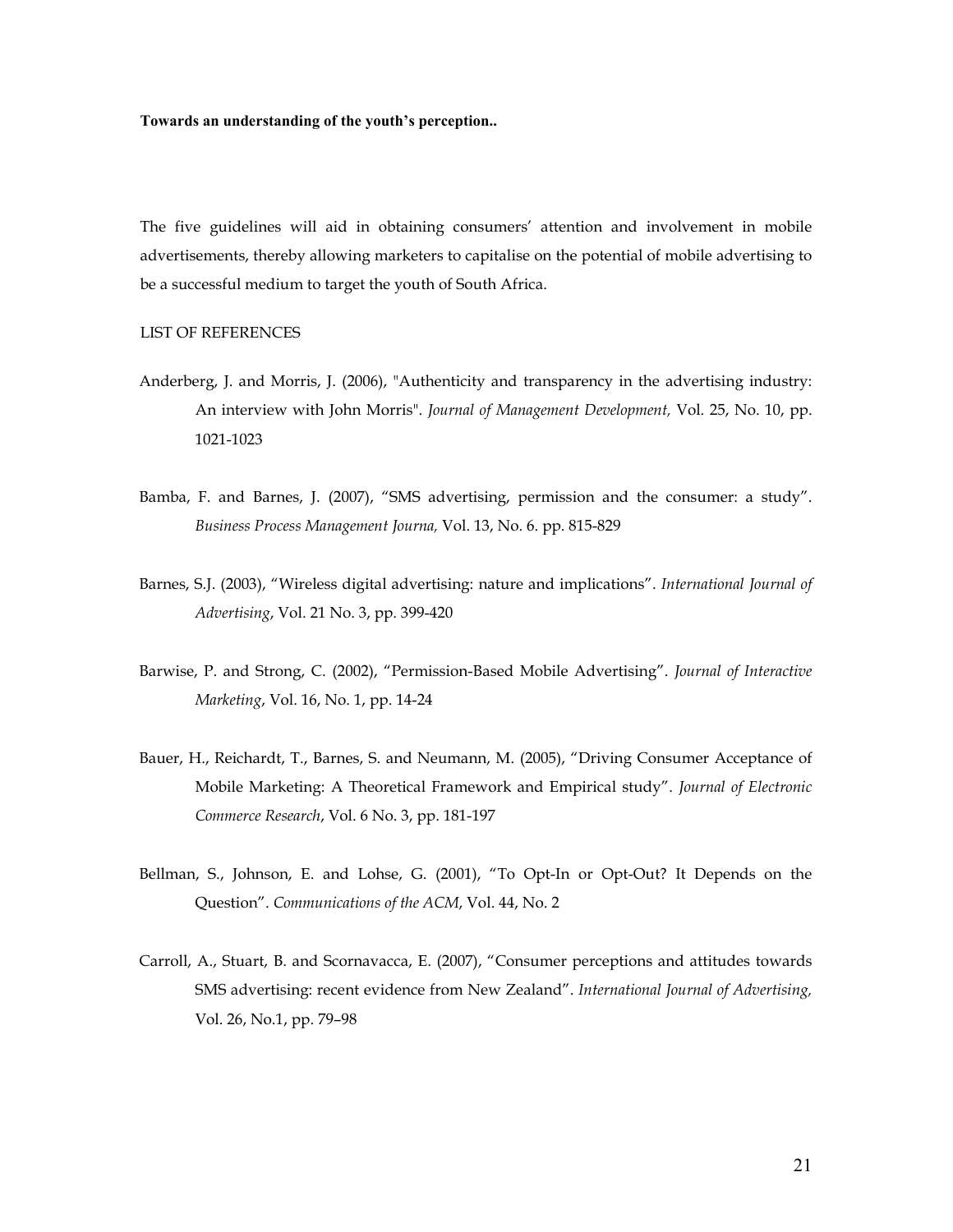The five guidelines will aid in obtaining consumers' attention and involvement in mobile advertisements, thereby allowing marketers to capitalise on the potential of mobile advertising to be a successful medium to target the youth of South Africa.

## LIST OF REFERENCES

Anderberg, J. and Morris, J. (2006), "Authenticity and transparency in the advertising industry: An interview with John Morris". *Journal of Management Development,* Vol. 25, No. 10, pp. 1021-1023

Bamba, F. and Barnes, J. (2007), "SMS advertising, permission and the consumer: a study". *Business Process Management Journa,* Vol. 13, No. 6. pp. 815-829

Barnes, S.J. (2003), "Wireless digital advertising: nature and implications". *International Journal of Advertising*, Vol. 21 No. 3, pp. 399-420

Barwise, P. and Strong, C. (2002), "Permission-Based Mobile Advertising". *Journal of Interactive Marketing*, Vol. 16, No. 1, pp. 14-24

Bauer, H., Reichardt, T., Barnes, S. and Neumann, M. (2005), "Driving Consumer Acceptance of Mobile Marketing: A Theoretical Framework and Empirical study". *Journal of Electronic Commerce Research*, Vol. 6 No. 3, pp. 181-197

Bellman, S., Johnson, E. and Lohse, G. (2001), "To Opt-In or Opt-Out? It Depends on the Question". *Communications of the ACM*, Vol. 44, No. 2

Carroll, A., Stuart, B. and Scornavacca, E. (2007), "Consumer perceptions and attitudes towards SMS advertising: recent evidence from New Zealand". *International Journal of Advertising,* Vol. 26, No.1, pp. 79–98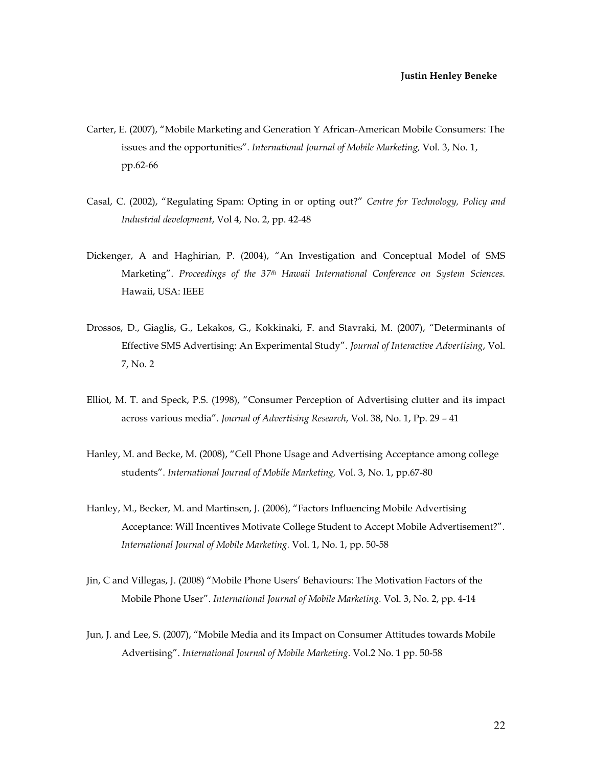Carter, E. (2007), “Mobile Marketing and Generation Y African-American Mobile Consumers: The issues and the opportunities”. *International Journal of Mobile Marketing,* Vol. 3, No. 1, pp.62-66

Casal, C. (2002), “Regulating Spam: Opting in or opting out?” *Centre for Technology, Policy and Industrial development*, Vol 4, No. 2, pp. 42-48

Dickenger, A and Haghirian, P. (2004), “An Investigation and Conceptual Model of SMS Marketing”. *Proceedings of the 37th Hawaii International Conference on System Sciences.* Hawaii, USA: IEEE

Drossos, D., Giaglis, G., Lekakos, G., Kokkinaki, F. and Stavraki, M. (2007), “Determinants of Effective SMS Advertising: An Experimental Study”. *Journal of Interactive Advertising*, Vol. 7, No. 2

Elliot, M. T. and Speck, P.S. (1998), “Consumer Perception of Advertising clutter and its impact across various media”. *Journal of Advertising Research*, Vol. 38, No. 1, Pp. 29 – 41

Hanley, M. and Becke, M. (2008), “Cell Phone Usage and Advertising Acceptance among college students”. *International Journal of Mobile Marketing,* Vol. 3, No. 1, pp.67-80

Hanley, M., Becker, M. and Martinsen, J. (2006), “Factors Influencing Mobile Advertising Acceptance: Will Incentives Motivate College Student to Accept Mobile Advertisement?”. *International Journal of Mobile Marketing.* Vol. 1, No. 1, pp. 50-58

Jin, C and Villegas, J. (2008) “Mobile Phone Users' Behaviours: The Motivation Factors of the Mobile Phone User”. *International Journal of Mobile Marketing.* Vol. 3, No. 2, pp. 4-14

Jun, J. and Lee, S. (2007), “Mobile Media and its Impact on Consumer Attitudes towards Mobile Advertising”. *International Journal of Mobile Marketing.* Vol.2 No. 1 pp. 50-58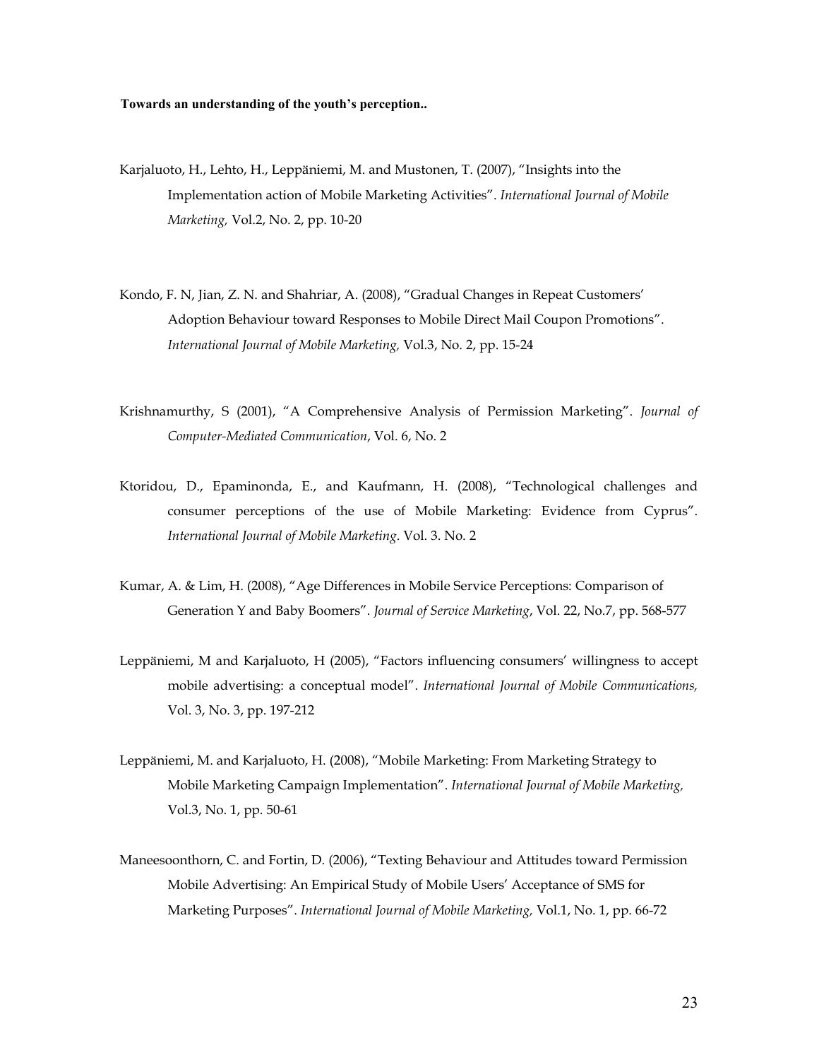Karjaluoto, H., Lehto, H., Leppäniemi, M. and Mustonen, T. (2007), "Insights into the Implementation action of Mobile Marketing Activities". *International Journal of Mobile Marketing,* Vol.2, No. 2, pp. 10-20

Kondo, F. N, Jian, Z. N. and Shahriar, A. (2008), "Gradual Changes in Repeat Customers' Adoption Behaviour toward Responses to Mobile Direct Mail Coupon Promotions". *International Journal of Mobile Marketing,* Vol.3, No. 2, pp. 15-24

Krishnamurthy, S (2001), "A Comprehensive Analysis of Permission Marketing". *Journal of Computer-Mediated Communication*, Vol. 6, No. 2

Ktoridou, D., Epaminonda, E., and Kaufmann, H. (2008), "Technological challenges and consumer perceptions of the use of Mobile Marketing: Evidence from Cyprus". *International Journal of Mobile Marketing*. Vol. 3. No. 2

Kumar, A. & Lim, H. (2008), "Age Differences in Mobile Service Perceptions: Comparison of Generation Y and Baby Boomers". *Journal of Service Marketing*, Vol. 22, No.7, pp. 568-577

Leppäniemi, M and Karjaluoto, H (2005), "Factors influencing consumers' willingness to accept mobile advertising: a conceptual model". *International Journal of Mobile Communications,* Vol. 3, No. 3, pp. 197-212

Leppäniemi, M. and Karjaluoto, H. (2008), "Mobile Marketing: From Marketing Strategy to Mobile Marketing Campaign Implementation". *International Journal of Mobile Marketing,* Vol.3, No. 1, pp. 50-61

Maneesoonthorn, C. and Fortin, D. (2006), "Texting Behaviour and Attitudes toward Permission Mobile Advertising: An Empirical Study of Mobile Users' Acceptance of SMS for Marketing Purposes". *International Journal of Mobile Marketing,* Vol.1, No. 1, pp. 66-72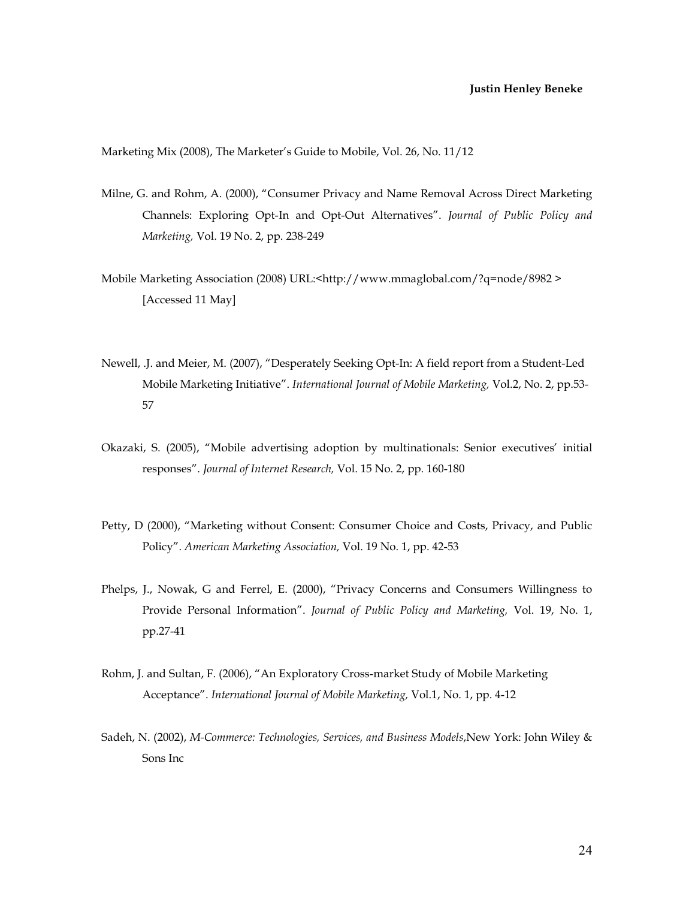Marketing Mix (2008), The Marketer's Guide to Mobile, Vol. 26, No. 11/12

Milne, G. and Rohm, A. (2000), "Consumer Privacy and Name Removal Across Direct Marketing Channels: Exploring Opt-In and Opt-Out Alternatives". *Journal of Public Policy and Marketing,* Vol. 19 No. 2, pp. 238-249

Mobile Marketing Association (2008) URL:<http://www.mmaglobal.com/?q=node/8982 > [Accessed 11 May]

Newell, .J. and Meier, M. (2007), "Desperately Seeking Opt-In: A field report from a Student-Led Mobile Marketing Initiative". *International Journal of Mobile Marketing,* Vol.2, No. 2, pp.53-57

Okazaki, S. (2005), "Mobile advertising adoption by multinationals: Senior executives' initial responses". *Journal of Internet Research,* Vol. 15 No. 2, pp. 160-180

Petty, D (2000), "Marketing without Consent: Consumer Choice and Costs, Privacy, and Public Policy". *American Marketing Association,* Vol. 19 No. 1, pp. 42-53

Phelps, J., Nowak, G and Ferrel, E. (2000), "Privacy Concerns and Consumers Willingness to Provide Personal Information". *Journal of Public Policy and Marketing,* Vol. 19, No. 1, pp.27-41

Rohm, J. and Sultan, F. (2006), "An Exploratory Cross-market Study of Mobile Marketing Acceptance". *International Journal of Mobile Marketing,* Vol.1, No. 1, pp. 4-12

Sadeh, N. (2002), *M-Commerce: Technologies, Services, and Business Models*,New York: John Wiley & Sons Inc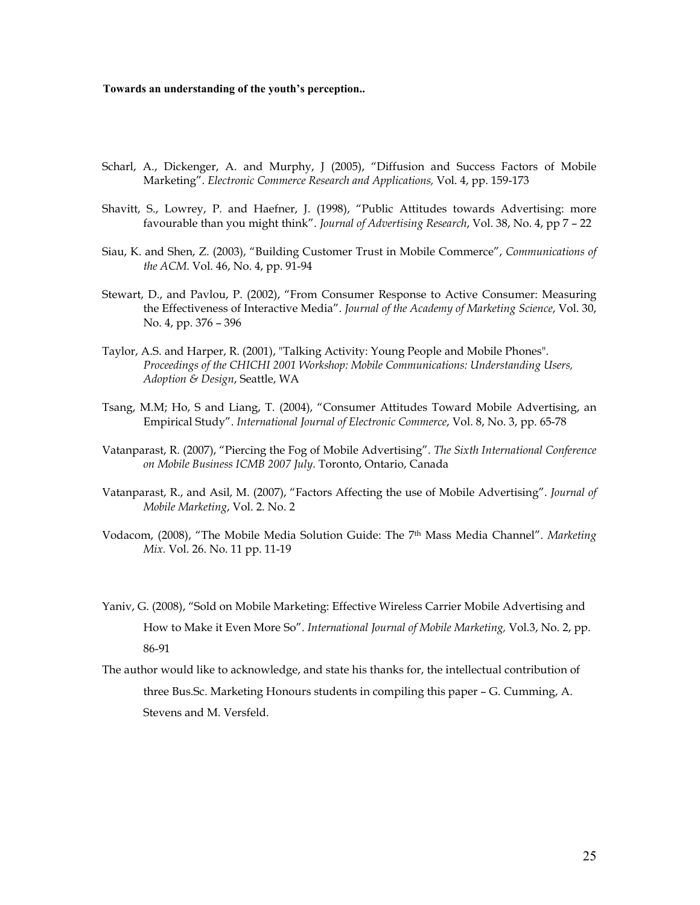Scharl, A., Dickenger, A. and Murphy, J (2005), "Diffusion and Success Factors of Mobile Marketing". *Electronic Commerce Research and Applications,* Vol. 4, pp. 159-173

Shavitt, S., Lowrey, P. and Haefner, J. (1998), "Public Attitudes towards Advertising: more favourable than you might think". *Journal of Advertising Research*, Vol. 38, No. 4, pp 7 – 22

Siau, K. and Shen, Z. (2003), "Building Customer Trust in Mobile Commerce", *Communications of the ACM*. Vol. 46, No. 4, pp. 91-94

Stewart, D., and Pavlou, P. (2002), "From Consumer Response to Active Consumer: Measuring the Effectiveness of Interactive Media". *Journal of the Academy of Marketing Science*, Vol. 30, No. 4, pp. 376 – 396

Taylor, A.S. and Harper, R. (2001), "Talking Activity: Young People and Mobile Phones". *Proceedings of the CHICHI 2001 Workshop: Mobile Communications: Understanding Users, Adoption & Design*, Seattle, WA

Tsang, M.M; Ho, S and Liang, T. (2004), "Consumer Attitudes Toward Mobile Advertising, an Empirical Study". *International Journal of Electronic Commerce*, Vol. 8, No. 3, pp. 65-78

Vatanparast, R. (2007), "Piercing the Fog of Mobile Advertising". *The Sixth International Conference on Mobile Business ICMB 2007 July*. Toronto, Ontario, Canada

Vatanparast, R., and Asil, M. (2007), "Factors Affecting the use of Mobile Advertising". *Journal of Mobile Marketing*, Vol. 2. No. 2

Vodacom, (2008), "The Mobile Media Solution Guide: The 7th Mass Media Channel". *Marketing Mix.* Vol. 26. No. 11 pp. 11-19

Yaniv, G. (2008), "Sold on Mobile Marketing: Effective Wireless Carrier Mobile Advertising and How to Make it Even More So". *International Journal of Mobile Marketing,* Vol.3, No. 2, pp. 86-91

The author would like to acknowledge, and state his thanks for, the intellectual contribution of three Bus.Sc. Marketing Honours students in compiling this paper – G. Cumming, A. Stevens and M. Versfeld.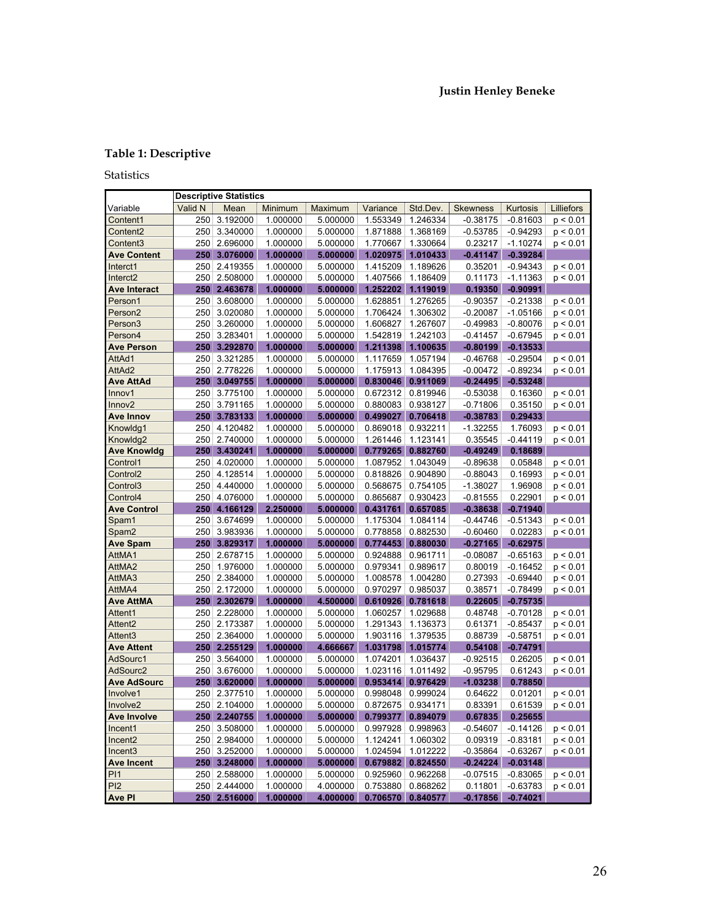**Table 1: Descriptive**

Statistics

| | Descriptive Statistics | | | | | | | | |
|---|---|---|---|---|---|---|---|---|---|
| Variable | Valid N | Mean | Minimum | Maximum | Variance | Std.Dev. | Skewness | Kurtosis | Lilliefors |
| Content1 | 250 | 3.192000 | 1.000000 | 5.000000 | 1.553349 | 1.246334 | -0.38175 | -0.81603 | p < 0.01 |
| Content2 | 250 | 3.340000 | 1.000000 | 5.000000 | 1.871888 | 1.368169 | -0.53785 | -0.94293 | p < 0.01 |
| Content3 | 250 | 2.696000 | 1.000000 | 5.000000 | 1.770667 | 1.330664 | 0.23217 | -1.10274 | p < 0.01 |
| **Ave Content** | **250** | **3.076000** | **1.000000** | **5.000000** | **1.020975** | **1.010433** | **-0.41147** | **-0.39284** | |
| Interct1 | 250 | 2.419355 | 1.000000 | 5.000000 | 1.415209 | 1.189626 | 0.35201 | -0.94343 | p < 0.01 |
| Interct2 | 250 | 2.508000 | 1.000000 | 5.000000 | 1.407566 | 1.186409 | 0.11173 | -1.11363 | p < 0.01 |
| **Ave Interact** | **250** | **2.463678** | **1.000000** | **5.000000** | **1.252202** | **1.119019** | **0.19350** | **-0.90991** | |
| Person1 | 250 | 3.608000 | 1.000000 | 5.000000 | 1.628851 | 1.276265 | -0.90357 | -0.21338 | p < 0.01 |
| Person2 | 250 | 3.020080 | 1.000000 | 5.000000 | 1.706424 | 1.306302 | -0.20087 | -1.05166 | p < 0.01 |
| Person3 | 250 | 3.260000 | 1.000000 | 5.000000 | 1.606827 | 1.267607 | -0.49983 | -0.80076 | p < 0.01 |
| Person4 | 250 | 3.283401 | 1.000000 | 5.000000 | 1.542819 | 1.242103 | -0.41457 | -0.67945 | p < 0.01 |
| **Ave Person** | **250** | **3.292870** | **1.000000** | **5.000000** | **1.211398** | **1.100635** | **-0.80199** | **-0.13533** | |
| AttAd1 | 250 | 3.321285 | 1.000000 | 5.000000 | 1.117659 | 1.057194 | -0.46768 | -0.29504 | p < 0.01 |
| AttAd2 | 250 | 2.778226 | 1.000000 | 5.000000 | 1.175913 | 1.084395 | -0.00472 | -0.89234 | p < 0.01 |
| **Ave AttAd** | **250** | **3.049755** | **1.000000** | **5.000000** | **0.830046** | **0.911069** | **-0.24495** | **-0.53248** | |
| Innov1 | 250 | 3.775100 | 1.000000 | 5.000000 | 0.672312 | 0.819946 | -0.53038 | 0.16360 | p < 0.01 |
| Innov2 | 250 | 3.791165 | 1.000000 | 5.000000 | 0.880083 | 0.938127 | -0.71806 | 0.35150 | p < 0.01 |
| **Ave Innov** | **250** | **3.783133** | **1.000000** | **5.000000** | **0.499027** | **0.706418** | **-0.38783** | **0.29433** | |
| Knowldg1 | 250 | 4.120482 | 1.000000 | 5.000000 | 0.869018 | 0.932211 | -1.32255 | 1.76093 | p < 0.01 |
| Knowldg2 | 250 | 2.740000 | 1.000000 | 5.000000 | 1.261446 | 1.123141 | 0.35545 | -0.44119 | p < 0.01 |
| **Ave Knowldg** | **250** | **3.430241** | **1.000000** | **5.000000** | **0.779265** | **0.882760** | **-0.49249** | **0.18689** | |
| Control1 | 250 | 4.020000 | 1.000000 | 5.000000 | 1.087952 | 1.043049 | -0.89638 | 0.05848 | p < 0.01 |
| Control2 | 250 | 4.128514 | 1.000000 | 5.000000 | 0.818826 | 0.904890 | -0.88043 | 0.16993 | p < 0.01 |
| Control3 | 250 | 4.440000 | 1.000000 | 5.000000 | 0.568675 | 0.754105 | -1.38027 | 1.96908 | p < 0.01 |
| Control4 | 250 | 4.076000 | 1.000000 | 5.000000 | 0.865687 | 0.930423 | -0.81555 | 0.22901 | p < 0.01 |
| **Ave Control** | **250** | **4.166129** | **2.250000** | **5.000000** | **0.431761** | **0.657085** | **-0.38638** | **-0.71940** | |
| Spam1 | 250 | 3.674699 | 1.000000 | 5.000000 | 1.175304 | 1.084114 | -0.44746 | -0.51343 | p < 0.01 |
| Spam2 | 250 | 3.983936 | 1.000000 | 5.000000 | 0.778858 | 0.882530 | -0.60460 | 0.02283 | p < 0.01 |
| **Ave Spam** | **250** | **3.829317** | **1.000000** | **5.000000** | **0.774453** | **0.880030** | **-0.27165** | **-0.62975** | |
| AttMA1 | 250 | 2.678715 | 1.000000 | 5.000000 | 0.924888 | 0.961711 | -0.08087 | -0.65163 | p < 0.01 |
| AttMA2 | 250 | 1.976000 | 1.000000 | 5.000000 | 0.979341 | 0.989617 | 0.80019 | -0.16452 | p < 0.01 |
| AttMA3 | 250 | 2.384000 | 1.000000 | 5.000000 | 1.008578 | 1.004280 | 0.27393 | -0.69440 | p < 0.01 |
| AttMA4 | 250 | 2.172000 | 1.000000 | 5.000000 | 0.970297 | 0.985037 | 0.38571 | -0.78499 | p < 0.01 |
| **Ave AttMA** | **250** | **2.302679** | **1.000000** | **4.500000** | **0.610926** | **0.781618** | **0.22605** | **-0.75735** | |
| Attent1 | 250 | 2.228000 | 1.000000 | 5.000000 | 1.060257 | 1.029688 | 0.48748 | -0.70128 | p < 0.01 |
| Attent2 | 250 | 2.173387 | 1.000000 | 5.000000 | 1.291343 | 1.136373 | 0.61371 | -0.85437 | p < 0.01 |
| Attent3 | 250 | 2.364000 | 1.000000 | 5.000000 | 1.903116 | 1.379535 | 0.88739 | -0.58751 | p < 0.01 |
| **Ave Attent** | **250** | **2.255129** | **1.000000** | **4.666667** | **1.031798** | **1.015774** | **0.54108** | **-0.74791** | |
| AdSourc1 | 250 | 3.564000 | 1.000000 | 5.000000 | 1.074201 | 1.036437 | -0.92515 | 0.26205 | p < 0.01 |
| AdSourc2 | 250 | 3.676000 | 1.000000 | 5.000000 | 1.023116 | 1.011492 | -0.95795 | 0.61243 | p < 0.01 |
| **Ave AdSourc** | **250** | **3.620000** | **1.000000** | **5.000000** | **0.953414** | **0.976429** | **-1.03238** | **0.78850** | |
| Involve1 | 250 | 2.377510 | 1.000000 | 5.000000 | 0.998048 | 0.999024 | 0.64622 | 0.01201 | p < 0.01 |
| Involve2 | 250 | 2.104000 | 1.000000 | 5.000000 | 0.872675 | 0.934171 | 0.83391 | 0.61539 | p < 0.01 |
| **Ave Involve** | **250** | **2.240755** | **1.000000** | **5.000000** | **0.799377** | **0.894079** | **0.67835** | **0.25655** | |
| Incent1 | 250 | 3.508000 | 1.000000 | 5.000000 | 0.997928 | 0.998963 | -0.54607 | -0.14126 | p < 0.01 |
| Incent2 | 250 | 2.984000 | 1.000000 | 5.000000 | 1.124241 | 1.060302 | 0.09319 | -0.83181 | p < 0.01 |
| Incent3 | 250 | 3.252000 | 1.000000 | 5.000000 | 1.024594 | 1.012222 | -0.35864 | -0.63267 | p < 0.01 |
| **Ave Incent** | **250** | **3.248000** | **1.000000** | **5.000000** | **0.679882** | **0.824550** | **-0.24224** | **-0.03148** | |
| PI1 | 250 | 2.588000 | 1.000000 | 5.000000 | 0.925960 | 0.962268 | -0.07515 | -0.83065 | p < 0.01 |
| PI2 | 250 | 2.444000 | 1.000000 | 4.000000 | 0.753880 | 0.868262 | 0.11801 | -0.63783 | p < 0.01 |
| **Ave PI** | **250** | **2.516000** | **1.000000** | **4.000000** | **0.706570** | **0.840577** | **-0.17856** | **-0.74021** | |